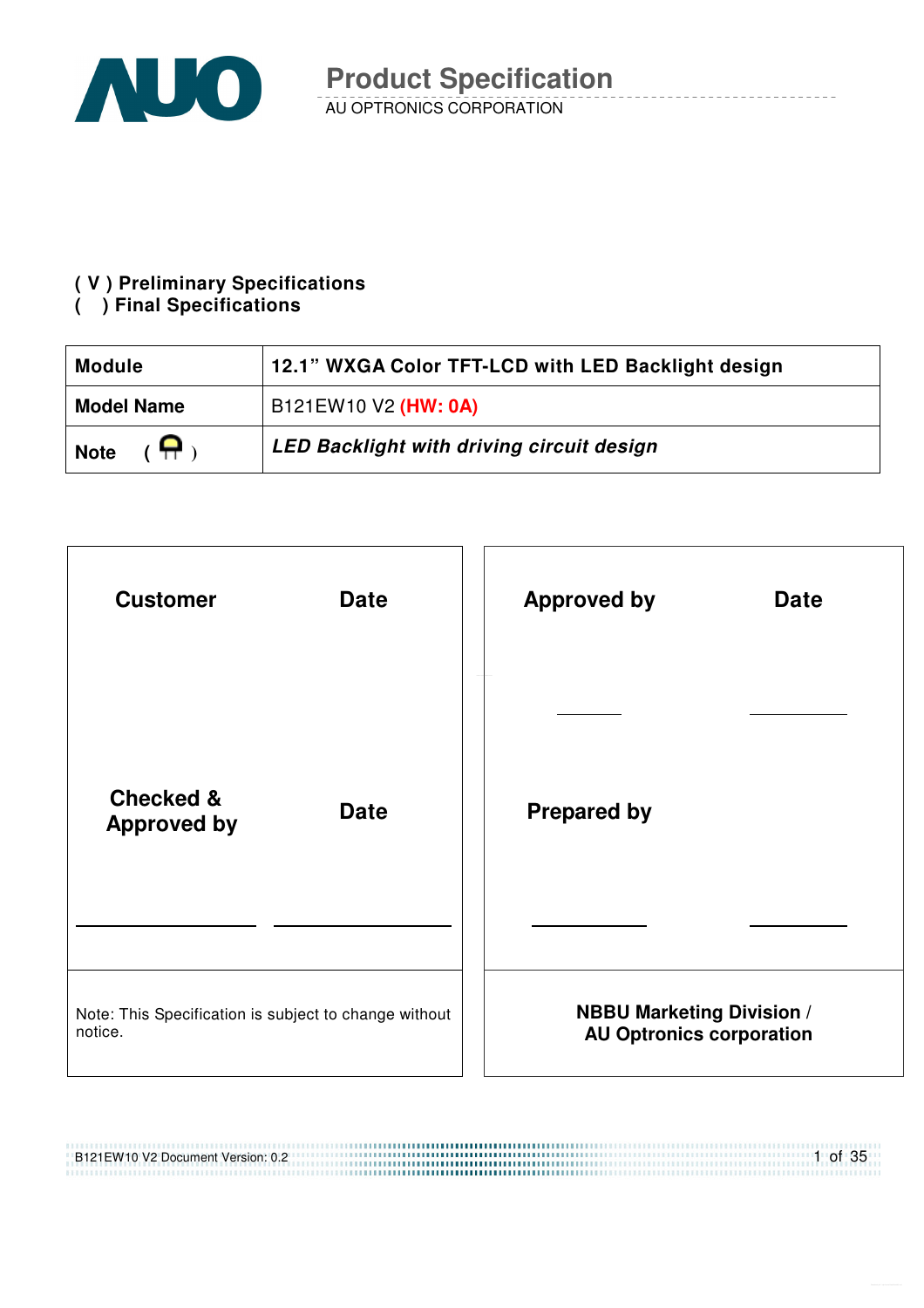# Product Specification

AU OPTRONICS CORPORATION

**( V ) Preliminary Specifications**
**(   ) Final Specifications**

| **Module** | **12.1" WXGA Color TFT-LCD with LED Backlight design** |
|---|---|
| **Model Name** | B121EW10 V2 **(HW: 0A)** |
| **Note** | ***LED Backlight with driving circuit design*** |

| **Customer** | **Date** | **Approved by** | **Date** |
|---|---|---|---|
| **Checked & Approved by** | **Date** | **Prepared by** | |
| Note: This Specification is subject to change without notice. | | **NBBU Marketing Division / AU Optronics corporation** | |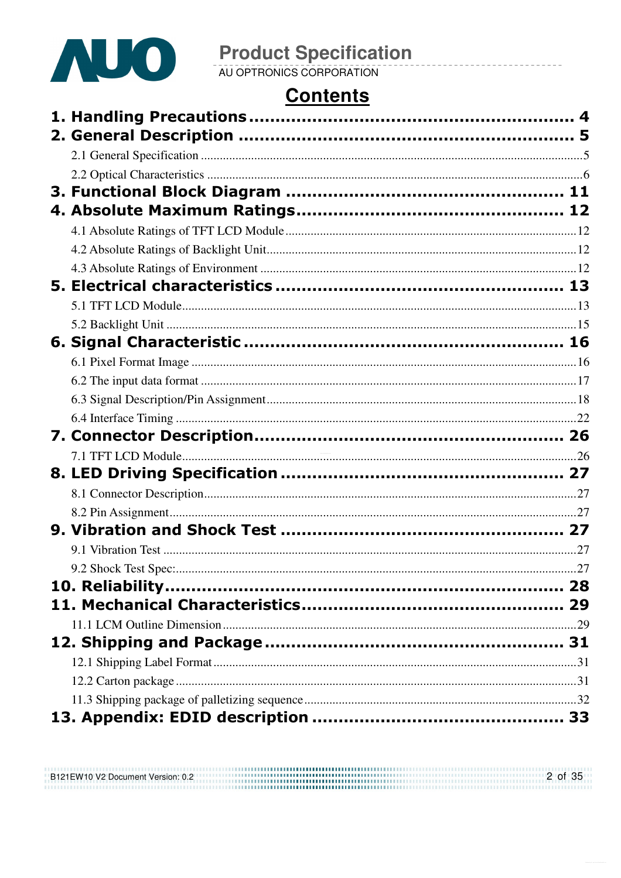# Contents

**1. Handling Precautions .......................................................... 4**

**2. General Description .......................................................... 5**

2.1 General Specification ..........................................................5

2.2 Optical Characteristics ..........................................................6

**3. Functional Block Diagram .......................................................... 11**

**4. Absolute Maximum Ratings .......................................................... 12**

4.1 Absolute Ratings of TFT LCD Module ..........................................................12

4.2 Absolute Ratings of Backlight Unit ..........................................................12

4.3 Absolute Ratings of Environment ..........................................................12

**5. Electrical characteristics .......................................................... 13**

5.1 TFT LCD Module ..........................................................13

5.2 Backlight Unit ..........................................................15

**6. Signal Characteristic .......................................................... 16**

6.1 Pixel Format Image ..........................................................16

6.2 The input data format ..........................................................17

6.3 Signal Description/Pin Assignment ..........................................................18

6.4 Interface Timing ..........................................................22

**7. Connector Description .......................................................... 26**

7.1 TFT LCD Module ..........................................................26

**8. LED Driving Specification .......................................................... 27**

8.1 Connector Description ..........................................................27

8.2 Pin Assignment ..........................................................27

**9. Vibration and Shock Test .......................................................... 27**

9.1 Vibration Test ..........................................................27

9.2 Shock Test Spec: ..........................................................27

**10. Reliability .......................................................... 28**

**11. Mechanical Characteristics .......................................................... 29**

11.1 LCM Outline Dimension ..........................................................29

**12. Shipping and Package .......................................................... 31**

12.1 Shipping Label Format ..........................................................31

12.2 Carton package ..........................................................31

11.3 Shipping package of palletizing sequence ..........................................................32

**13. Appendix: EDID description .......................................................... 33**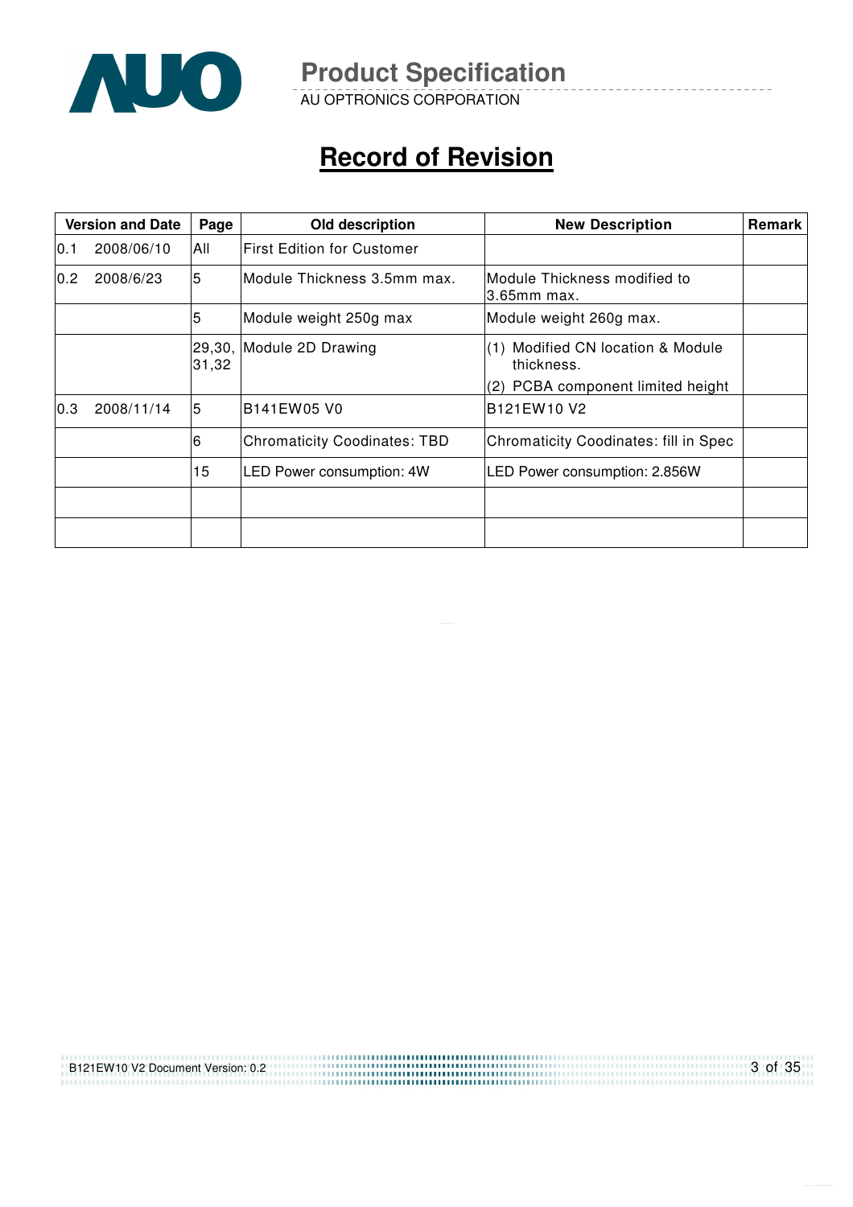# Record of Revision

| Version and Date | | Page | Old description | New Description | Remark |
|---|---|---|---|---|---|
| 0.1 | 2008/06/10 | All | First Edition for Customer | | |
| 0.2 | 2008/6/23 | 5 | Module Thickness 3.5mm max. | Module Thickness modified to 3.65mm max. | |
| | | 5 | Module weight 250g max | Module weight 260g max. | |
| | | 29,30, 31,32 | Module 2D Drawing | (1) Modified CN location & Module thickness.<br>(2) PCBA component limited height | |
| 0.3 | 2008/11/14 | 5 | B141EW05 V0 | B121EW10 V2 | |
| | | 6 | Chromaticity Coodinates: TBD | Chromaticity Coodinates: fill in Spec | |
| | | 15 | LED Power consumption: 4W | LED Power consumption: 2.856W | |
| | | | | | |
| | | | | | |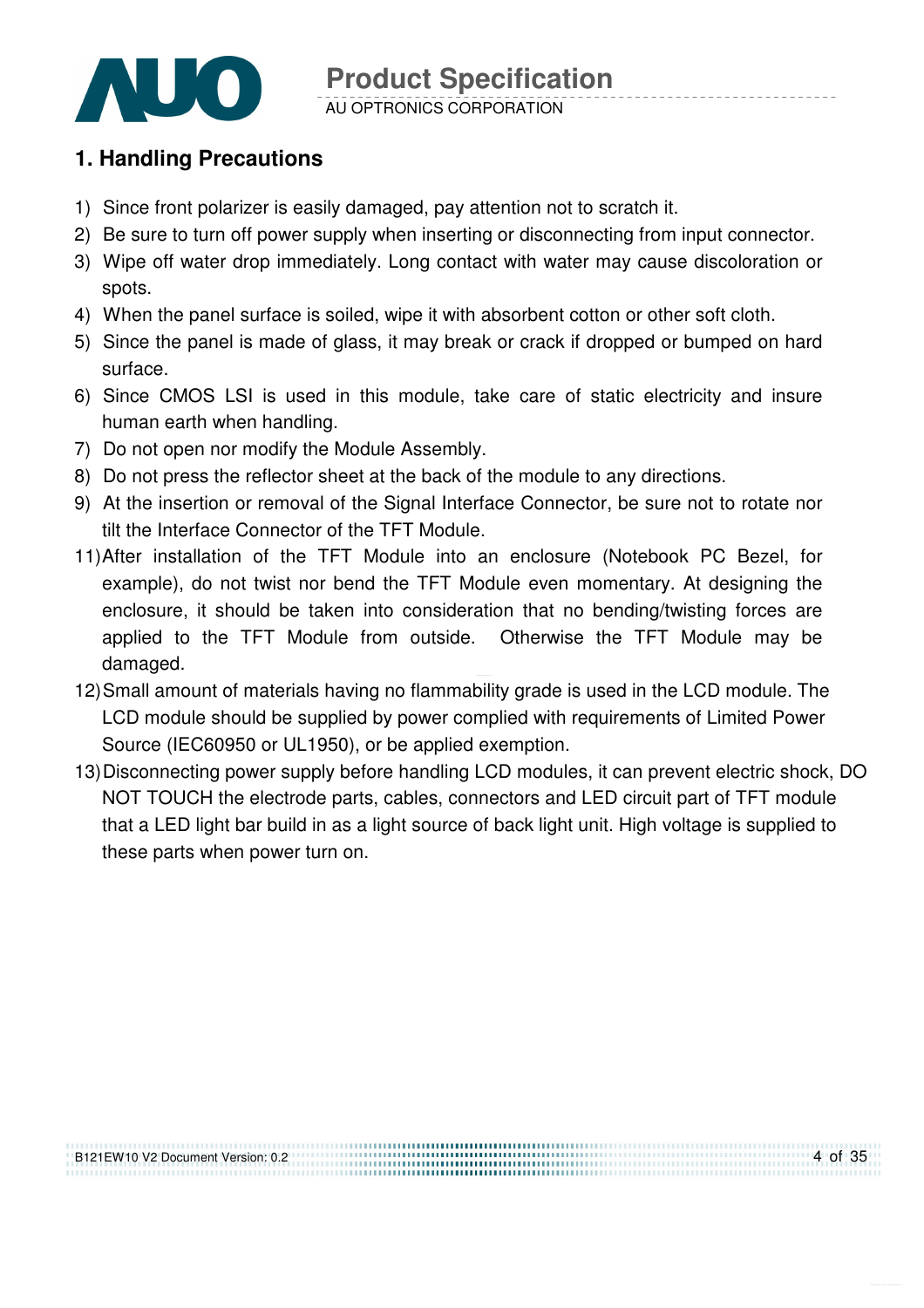## 1. Handling Precautions

1) Since front polarizer is easily damaged, pay attention not to scratch it.
2) Be sure to turn off power supply when inserting or disconnecting from input connector.
3) Wipe off water drop immediately. Long contact with water may cause discoloration or spots.
4) When the panel surface is soiled, wipe it with absorbent cotton or other soft cloth.
5) Since the panel is made of glass, it may break or crack if dropped or bumped on hard surface.
6) Since CMOS LSI is used in this module, take care of static electricity and insure human earth when handling.
7) Do not open nor modify the Module Assembly.
8) Do not press the reflector sheet at the back of the module to any directions.
9) At the insertion or removal of the Signal Interface Connector, be sure not to rotate nor tilt the Interface Connector of the TFT Module.
11) After installation of the TFT Module into an enclosure (Notebook PC Bezel, for example), do not twist nor bend the TFT Module even momentary. At designing the enclosure, it should be taken into consideration that no bending/twisting forces are applied to the TFT Module from outside. Otherwise the TFT Module may be damaged.
12) Small amount of materials having no flammability grade is used in the LCD module. The LCD module should be supplied by power complied with requirements of Limited Power Source (IEC60950 or UL1950), or be applied exemption.
13) Disconnecting power supply before handling LCD modules, it can prevent electric shock, DO NOT TOUCH the electrode parts, cables, connectors and LED circuit part of TFT module that a LED light bar build in as a light source of back light unit. High voltage is supplied to these parts when power turn on.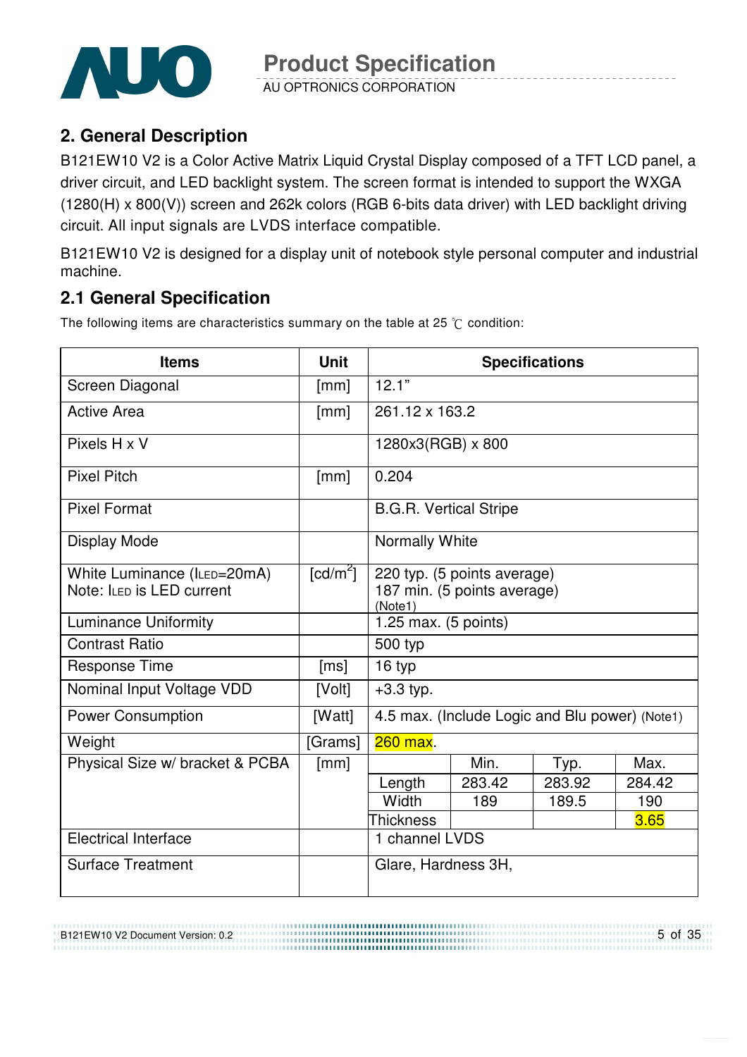## 2. General Description

B121EW10 V2 is a Color Active Matrix Liquid Crystal Display composed of a TFT LCD panel, a driver circuit, and LED backlight system. The screen format is intended to support the WXGA (1280(H) x 800(V)) screen and 262k colors (RGB 6-bits data driver) with LED backlight driving circuit. All input signals are LVDS interface compatible.

B121EW10 V2 is designed for a display unit of notebook style personal computer and industrial machine.

### 2.1 General Specification

The following items are characteristics summary on the table at 25 ℃ condition:

| Items | Unit | Specifications | | | |
|---|---|---|---|---|---|
| Screen Diagonal | [mm] | 12.1" | | | |
| Active Area | [mm] | 261.12 x 163.2 | | | |
| Pixels H x V | | 1280x3(RGB) x 800 | | | |
| Pixel Pitch | [mm] | 0.204 | | | |
| Pixel Format | | B.G.R. Vertical Stripe | | | |
| Display Mode | | Normally White | | | |
| White Luminance ($I_{LED}$=20mA) Note: $I_{LED}$ is LED current | [cd/m²] | 220 typ. (5 points average) 187 min. (5 points average) (Note1) | | | |
| Luminance Uniformity | | 1.25 max. (5 points) | | | |
| Contrast Ratio | | 500 typ | | | |
| Response Time | [ms] | 16 typ | | | |
| Nominal Input Voltage VDD | [Volt] | +3.3 typ. | | | |
| Power Consumption | [Watt] | 4.5 max. (Include Logic and Blu power) (Note1) | | | |
| Weight | [Grams] | 260 max. | | | |
| Physical Size w/ bracket & PCBA | [mm] | | Min. | Typ. | Max. |
| | | Length | 283.42 | 283.92 | 284.42 |
| | | Width | 189 | 189.5 | 190 |
| | | Thickness | | | 3.65 |
| Electrical Interface | | 1 channel LVDS | | | |
| Surface Treatment | | Glare, Hardness 3H, | | | |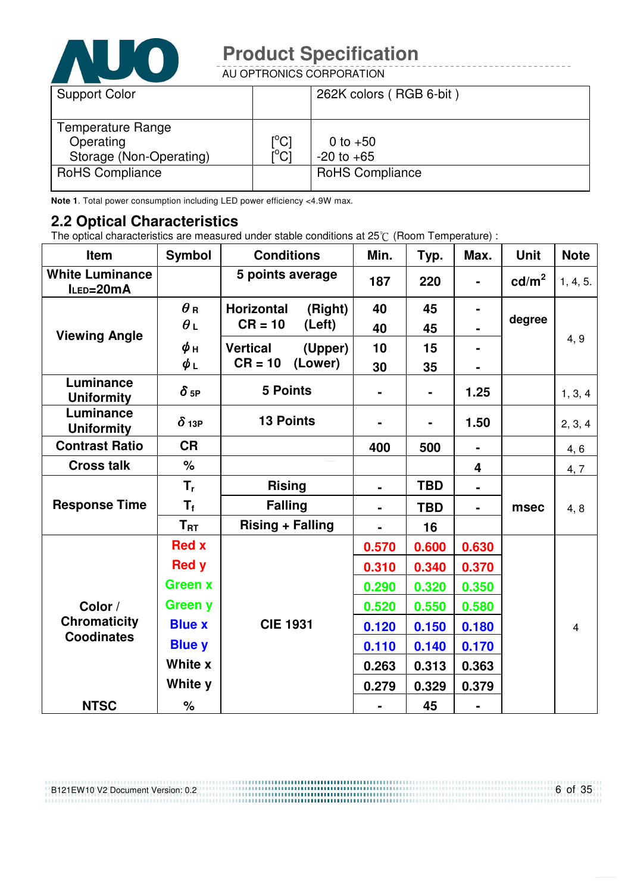| Support Color | | 262K colors ( RGB 6-bit ) |
|---|---|---|
| Temperature Range<br>Operating<br>Storage (Non-Operating) | <br>[°C]<br>[°C] | <br>0 to +50<br>-20 to +65 |
| RoHS Compliance | | RoHS Compliance |

**Note 1**. Total power consumption including LED power efficiency <4.9W max.

## 2.2 Optical Characteristics

The optical characteristics are measured under stable conditions at 25℃ (Room Temperature) :

| Item | Symbol | Conditions | Min. | Typ. | Max. | Unit | Note |
|---|---|---|---|---|---|---|---|
| **White Luminance** $I_{LED}$**=20mA** | | **5 points average** | **187** | **220** | **-** | **cd/m²** | 1, 4, 5. |
| **Viewing Angle** | $\theta_R$ | **Horizontal (Right) CR = 10** | **40** | **45** | **-** | **degree** | 4, 9 |
| | $\theta_L$ | **(Left)** | **40** | **45** | **-** | | |
| | $\phi_H$ | **Vertical (Upper) CR = 10** | **10** | **15** | **-** | | |
| | $\phi_L$ | **(Lower)** | **30** | **35** | **-** | | |
| **Luminance Uniformity** | $\delta_{5P}$ | **5 Points** | **-** | **-** | **1.25** | | 1, 3, 4 |
| **Luminance Uniformity** | $\delta_{13P}$ | **13 Points** | **-** | **-** | **1.50** | | 2, 3, 4 |
| **Contrast Ratio** | **CR** | | **400** | **500** | **-** | | 4, 6 |
| **Cross talk** | **%** | | | | **4** | | 4, 7 |
| **Response Time** | $T_r$ | **Rising** | **-** | **TBD** | **-** | **msec** | 4, 8 |
| | $T_f$ | **Falling** | **-** | **TBD** | **-** | | |
| | $T_{RT}$ | **Rising + Falling** | **-** | **16** | | | |
| **Color / Chromaticity Coodinates** | **Red x** | **CIE 1931** | **0.570** | **0.600** | **0.630** | | 4 |
| | **Red y** | | **0.310** | **0.340** | **0.370** | | |
| | **Green x** | | **0.290** | **0.320** | **0.350** | | |
| | **Green y** | | **0.520** | **0.550** | **0.580** | | |
| | **Blue x** | | **0.120** | **0.150** | **0.180** | | |
| | **Blue y** | | **0.110** | **0.140** | **0.170** | | |
| | **White x** | | **0.263** | **0.313** | **0.363** | | |
| | **White y** | | **0.279** | **0.329** | **0.379** | | |
| **NTSC** | **%** | | **-** | **45** | **-** | | |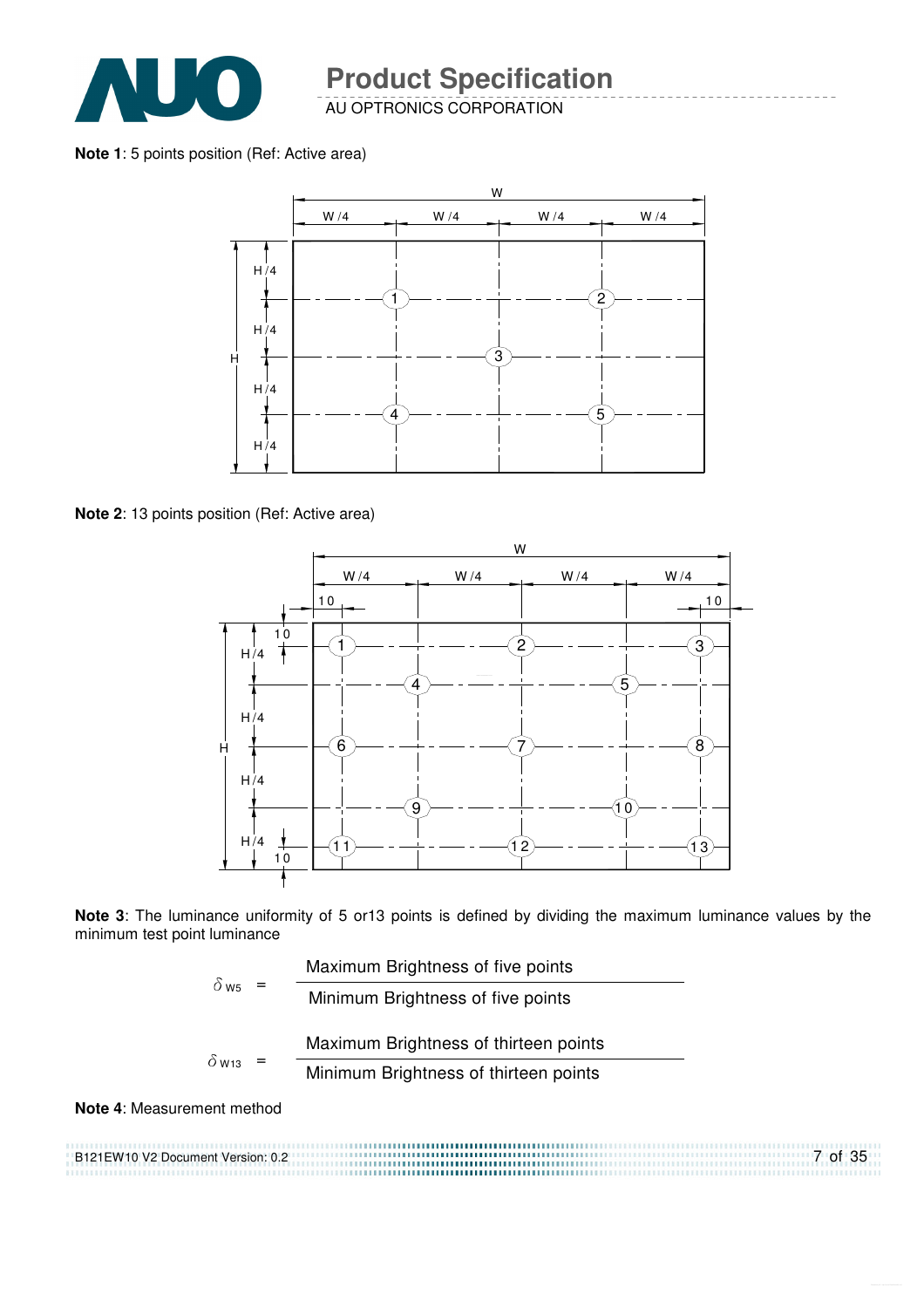**Note 1**: 5 points position (Ref: Active area)

**Note 2**: 13 points position (Ref: Active area)

**Note 3**: The luminance uniformity of 5 or13 points is defined by dividing the maximum luminance values by the minimum test point luminance

$$\delta_{W5} = \frac{\text{Maximum Brightness of five points}}{\text{Minimum Brightness of five points}}$$

$$\delta_{W13} = \frac{\text{Maximum Brightness of thirteen points}}{\text{Minimum Brightness of thirteen points}}$$

**Note 4**: Measurement method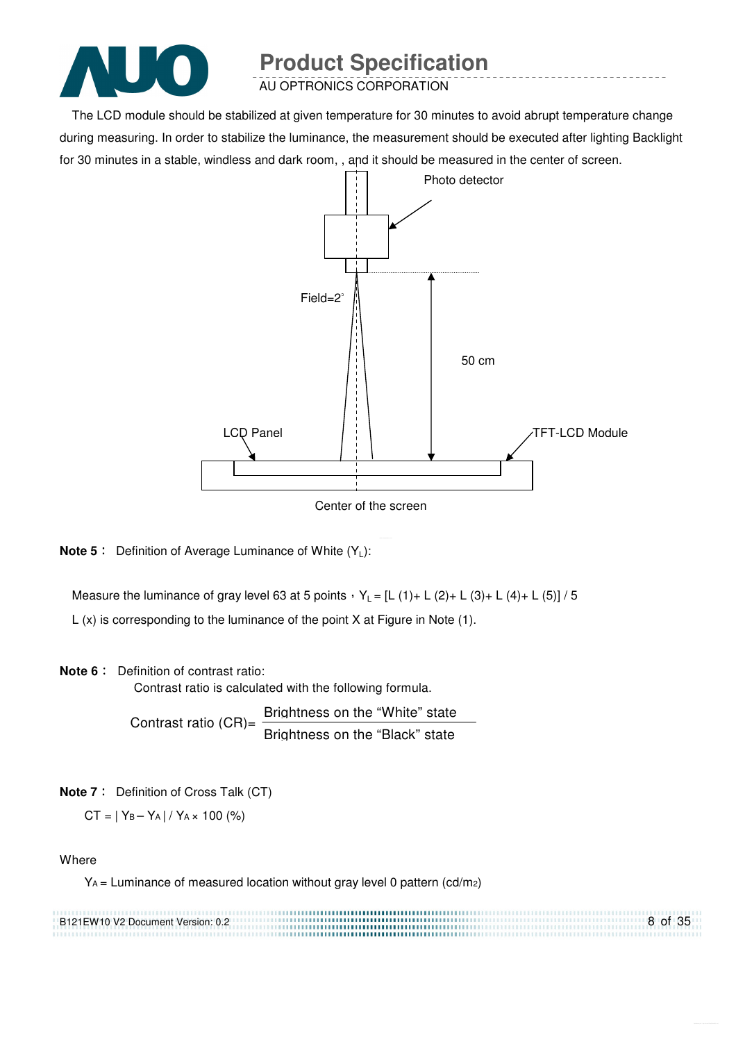The LCD module should be stabilized at given temperature for 30 minutes to avoid abrupt temperature change during measuring. In order to stabilize the luminance, the measurement should be executed after lighting Backlight for 30 minutes in a stable, windless and dark room, , and it should be measured in the center of screen.

Photo detector

Field=2°

50 cm

LCD Panel

TFT-LCD Module

Center of the screen

**Note 5：** Definition of Average Luminance of White ($Y_L$):

Measure the luminance of gray level 63 at 5 points，$Y_L$ = [L (1)+ L (2)+ L (3)+ L (4)+ L (5)] / 5

L (x) is corresponding to the luminance of the point X at Figure in Note (1).

**Note 6：** Definition of contrast ratio:

Contrast ratio is calculated with the following formula.

$$\text{Contrast ratio (CR)} = \frac{\text{Brightness on the "White" state}}{\text{Brightness on the "Black" state}}$$

**Note 7：** Definition of Cross Talk (CT)

$CT = | Y_B - Y_A | / Y_A \times 100$ (%)

Where

$Y_A$ = Luminance of measured location without gray level 0 pattern (cd/m2)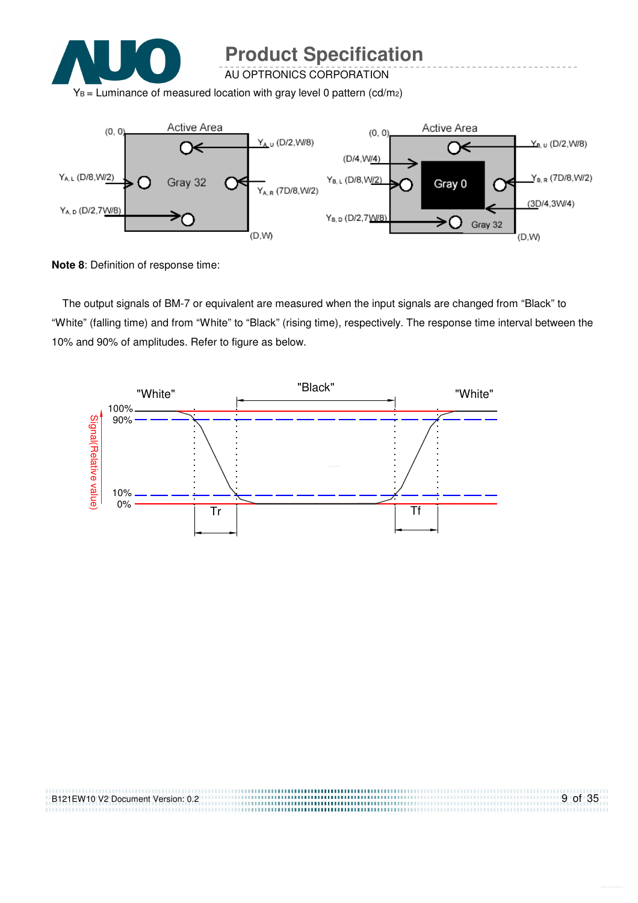$Y_B$ = Luminance of measured location with gray level 0 pattern (cd/m2)

**Note 8**: Definition of response time:

The output signals of BM-7 or equivalent are measured when the input signals are changed from “Black” to “White” (falling time) and from “White” to “Black” (rising time), respectively. The response time interval between the 10% and 90% of amplitudes. Refer to figure as below.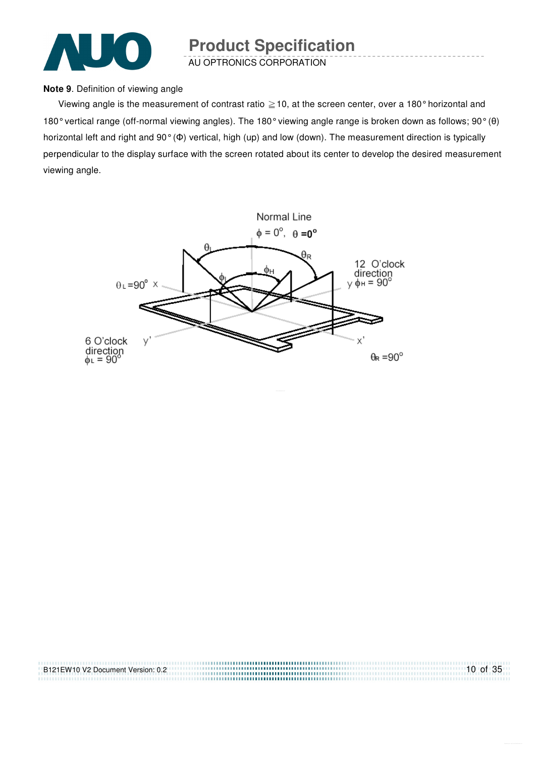**Note 9**. Definition of viewing angle

Viewing angle is the measurement of contrast ratio ≧10, at the screen center, over a 180° horizontal and 180° vertical range (off-normal viewing angles). The 180° viewing angle range is broken down as follows; 90° (θ) horizontal left and right and 90° (Φ) vertical, high (up) and low (down). The measurement direction is typically perpendicular to the display surface with the screen rotated about its center to develop the desired measurement viewing angle.

Normal Line
$\phi = 0^{o}$, $\theta = 0^{o}$

$\theta_L$ $\theta_R$ $\phi_H$ $\phi_L$

12 O'clock direction
y $\phi_H = 90^{o}$

$\theta_L = 90^{o}$ x

6 O'clock direction
$\phi_L = 90^{o}$ y'

x'

$\theta_R = 90^{o}$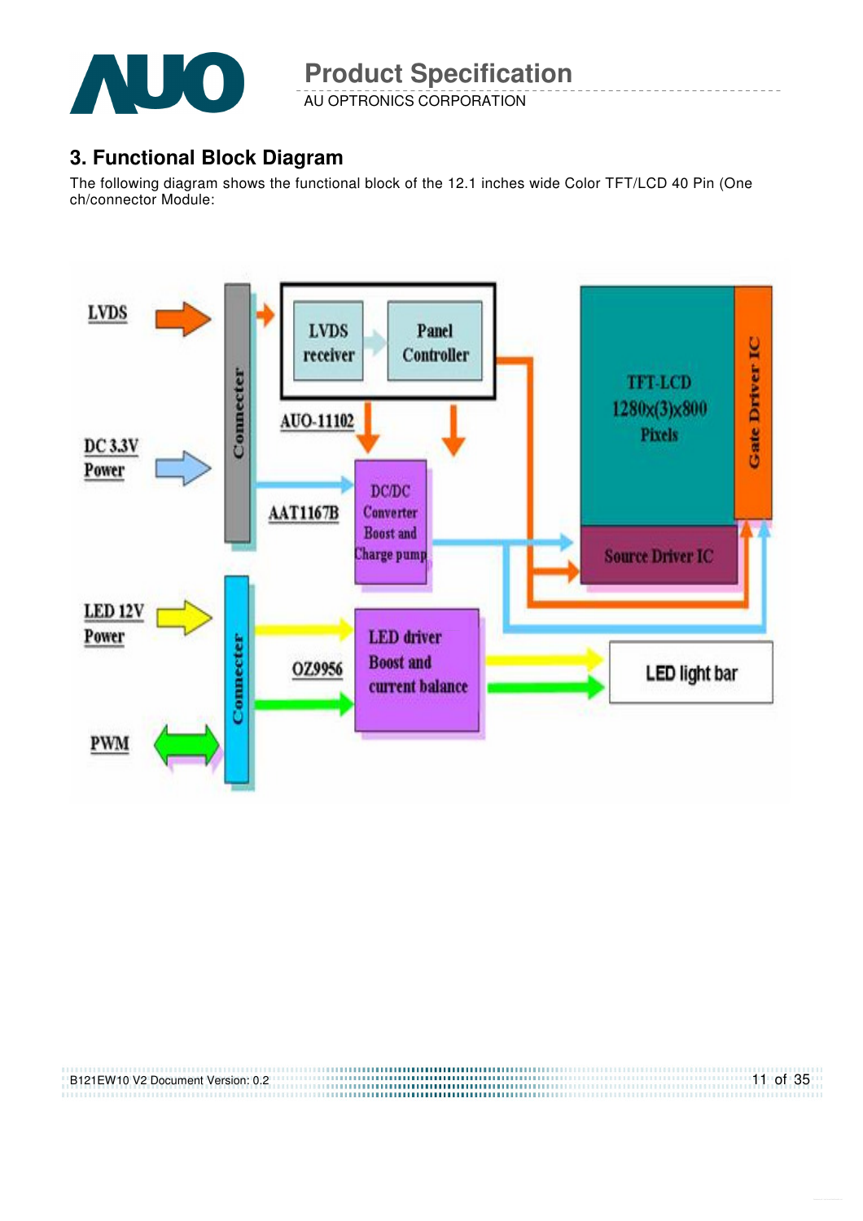## 3. Functional Block Diagram

The following diagram shows the functional block of the 12.1 inches wide Color TFT/LCD 40 Pin (One ch/connector Module: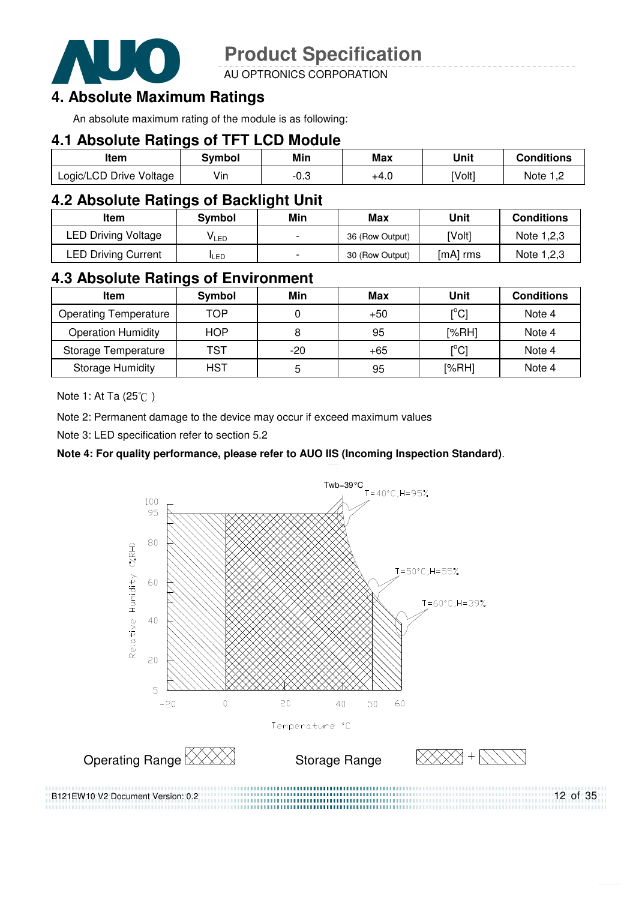## 4. Absolute Maximum Ratings

An absolute maximum rating of the module is as following:

### 4.1 Absolute Ratings of TFT LCD Module

| Item | Symbol | Min | Max | Unit | Conditions |
|---|---|---|---|---|---|
| Logic/LCD Drive Voltage | Vin | -0.3 | +4.0 | [Volt] | Note 1,2 |

### 4.2 Absolute Ratings of Backlight Unit

| Item | Symbol | Min | Max | Unit | Conditions |
|---|---|---|---|---|---|
| LED Driving Voltage | $V_{LED}$ | - | 36 (Row Output) | [Volt] | Note 1,2,3 |
| LED Driving Current | $I_{LED}$ | - | 30 (Row Output) | [mA] rms | Note 1,2,3 |

### 4.3 Absolute Ratings of Environment

| Item | Symbol | Min | Max | Unit | Conditions |
|---|---|---|---|---|---|
| Operating Temperature | TOP | 0 | +50 | [°C] | Note 4 |
| Operation Humidity | HOP | 8 | 95 | [%RH] | Note 4 |
| Storage Temperature | TST | -20 | +65 | [°C] | Note 4 |
| Storage Humidity | HST | 5 | 95 | [%RH] | Note 4 |

Note 1: At Ta (25℃ )

Note 2: Permanent damage to the device may occur if exceed maximum values

Note 3: LED specification refer to section 5.2

**Note 4: For quality performance, please refer to AUO IIS (Incoming Inspection Standard)**.

Twb=39°C

T=40°C,H=95%

T=50°C,H=55%

T=60°C,H=39%

Relative Humidity (%RH)

Temperature °C

Operating Range

Storage Range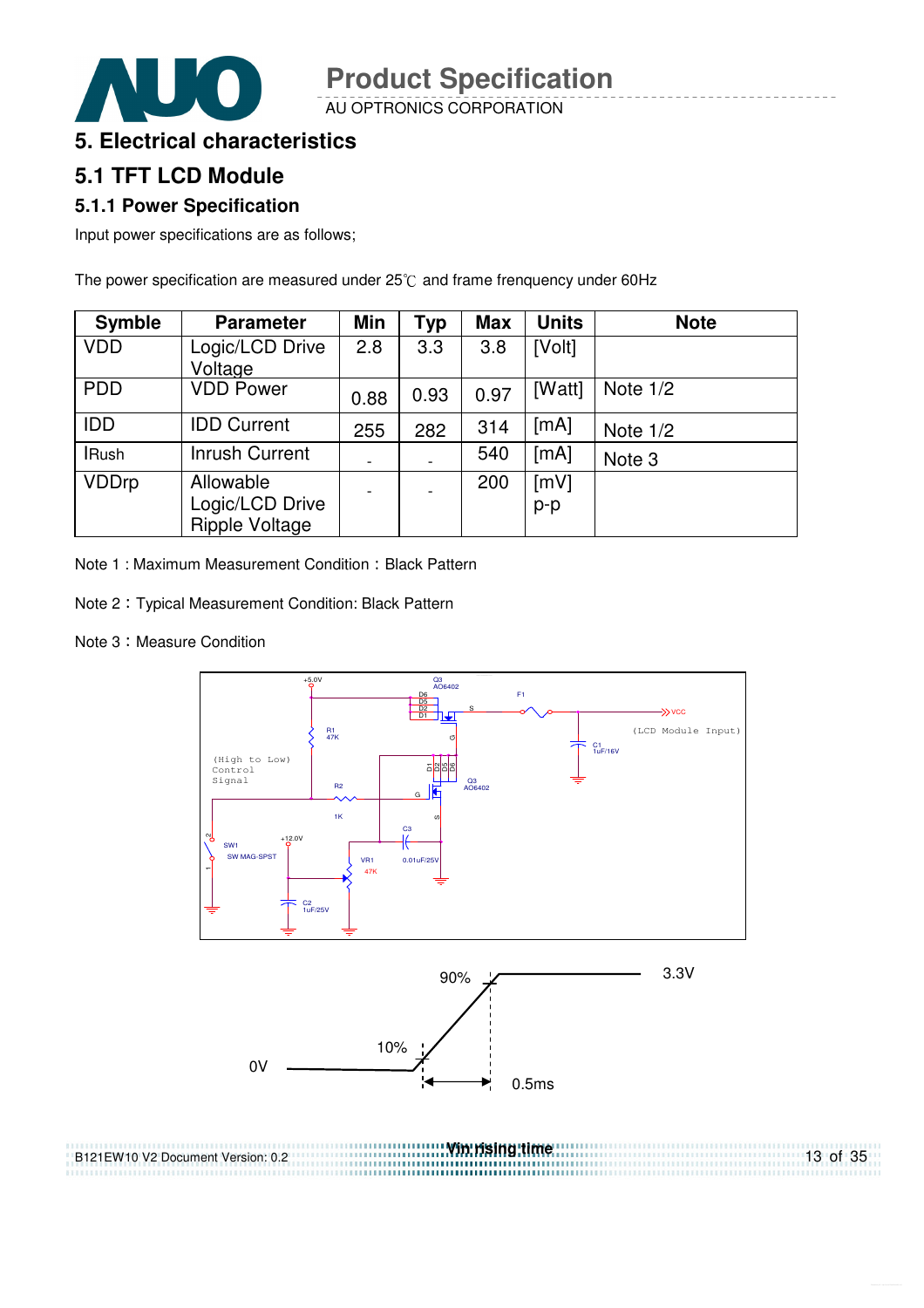# 5. Electrical characteristics

## 5.1 TFT LCD Module

### 5.1.1 Power Specification

Input power specifications are as follows;

The power specification are measured under 25℃ and frame frenquency under 60Hz

| Symble | Parameter | Min | Typ | Max | Units | Note |
|---|---|---|---|---|---|---|
| VDD | Logic/LCD Drive Voltage | 2.8 | 3.3 | 3.8 | [Volt] | |
| PDD | VDD Power | 0.88 | 0.93 | 0.97 | [Watt] | Note 1/2 |
| IDD | IDD Current | 255 | 282 | 314 | [mA] | Note 1/2 |
| IRush | Inrush Current | - | - | 540 | [mA] | Note 3 |
| VDDrp | Allowable Logic/LCD Drive Ripple Voltage | - | - | 200 | [mV] p-p | |

Note 1 : Maximum Measurement Condition：Black Pattern

Note 2：Typical Measurement Condition: Black Pattern

Note 3：Measure Condition

Vin rising time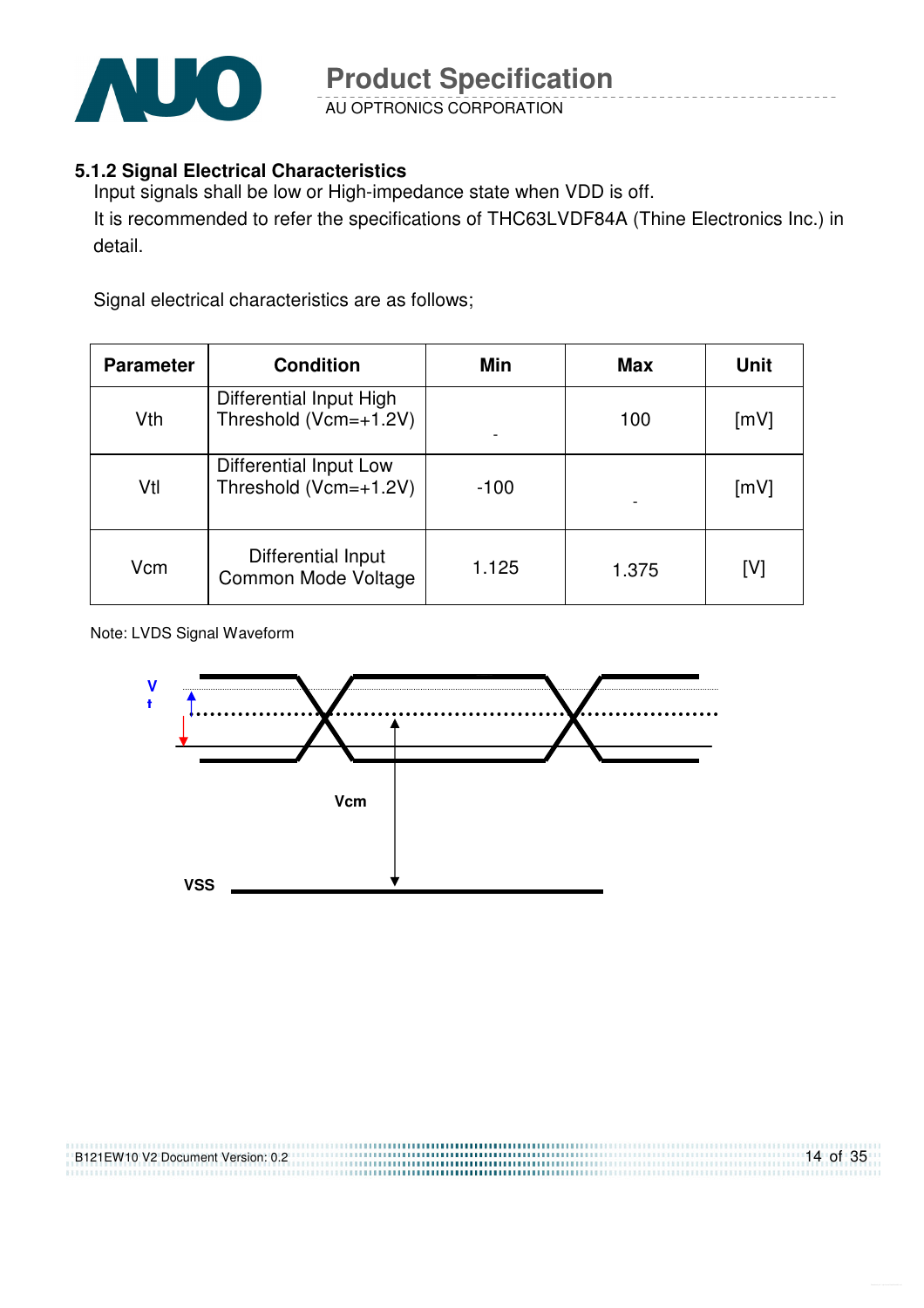### 5.1.2 Signal Electrical Characteristics

Input signals shall be low or High-impedance state when VDD is off.

It is recommended to refer the specifications of THC63LVDF84A (Thine Electronics Inc.) in detail.

Signal electrical characteristics are as follows;

| Parameter | Condition | Min | Max | Unit |
|---|---|---|---|---|
| Vth | Differential Input High Threshold (Vcm=+1.2V) | - | 100 | [mV] |
| Vtl | Differential Input Low Threshold (Vcm=+1.2V) | -100 | - | [mV] |
| Vcm | Differential Input Common Mode Voltage | 1.125 | 1.375 | [V] |

Note: LVDS Signal Waveform

Vt

Vcm

VSS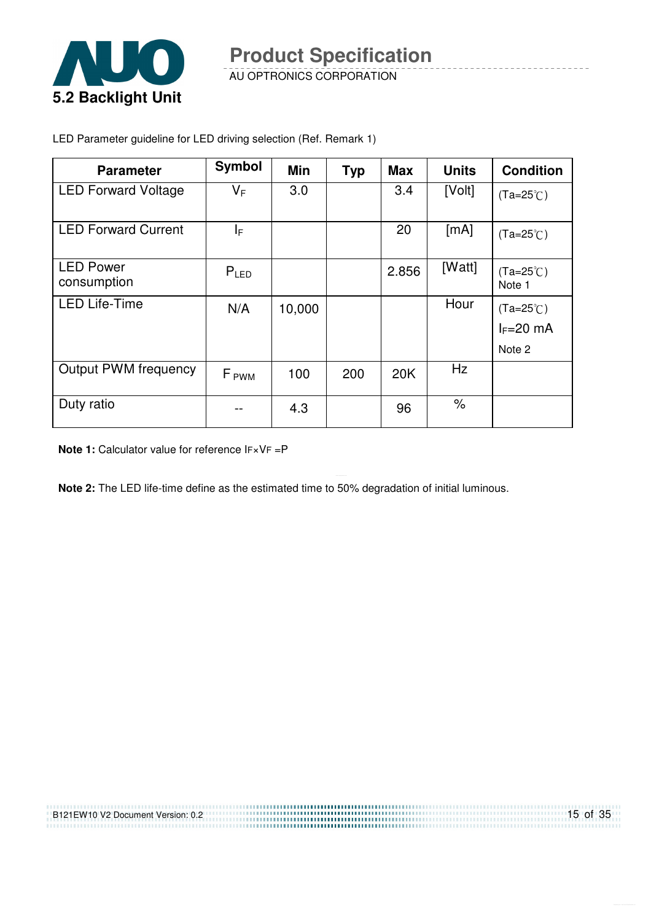## 5.2 Backlight Unit

LED Parameter guideline for LED driving selection (Ref. Remark 1)

| Parameter | Symbol | Min | Typ | Max | Units | Condition |
|---|---|---|---|---|---|---|
| LED Forward Voltage | $V_F$ | 3.0 | | 3.4 | [Volt] | (Ta=25℃) |
| LED Forward Current | $I_F$ | | | 20 | [mA] | (Ta=25℃) |
| LED Power consumption | $P_{LED}$ | | | 2.856 | [Watt] | (Ta=25℃) Note 1 |
| LED Life-Time | N/A | 10,000 | | | Hour | (Ta=25℃) $I_F$=20 mA Note 2 |
| Output PWM frequency | $F_{PWM}$ | 100 | 200 | 20K | Hz | |
| Duty ratio | -- | 4.3 | | 96 | % | |

**Note 1:** Calculator value for reference $I_F \times V_F = P$

**Note 2:** The LED life-time define as the estimated time to 50% degradation of initial luminous.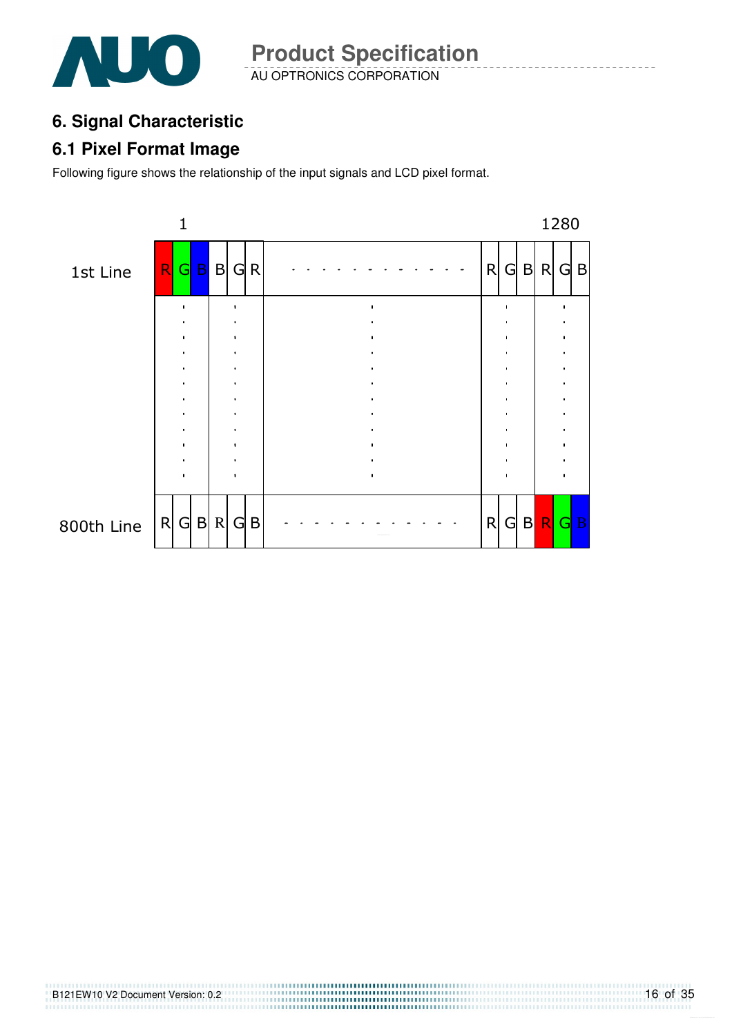# 6. Signal Characteristic

## 6.1 Pixel Format Image

Following figure shows the relationship of the input signals and LCD pixel format.

| | 1 | | | | | | | 1280 | | | | | |
|---|---|---|---|---|---|---|---|---|---|---|---|---|---|
| 1st Line | R | G | B | B | G | R | - - - - - - - - - - - - - | R | G | B | R | G | B |
| | ⋮ | | | ⋮ | | | ⋮ | | ⋮ | | | ⋮ | |
| 800th Line | R | G | B | R | G | B | - - - - - - - - - - - - - | R | G | B | R | G | B |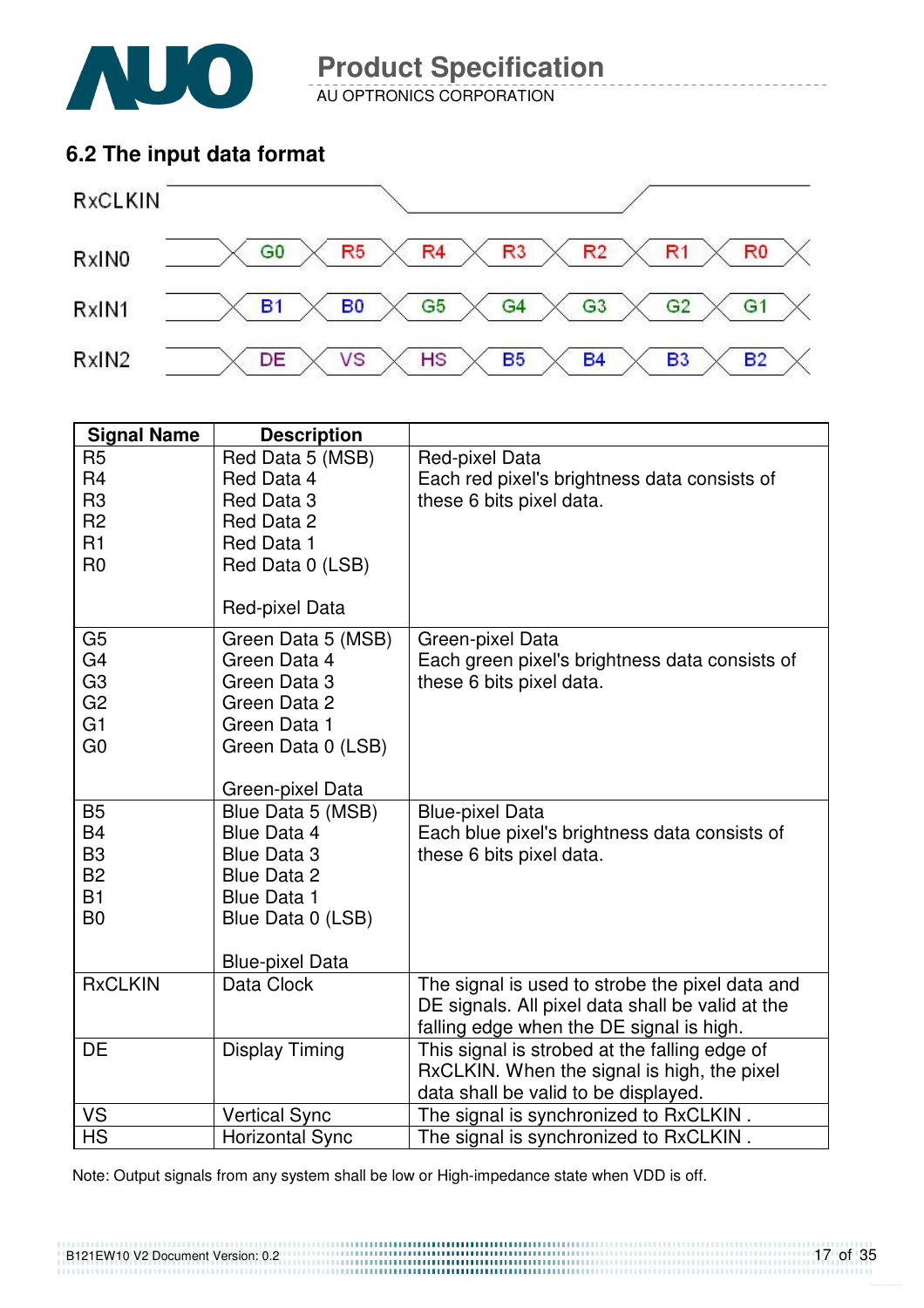## 6.2 The input data format

| RxCLKIN | | | | | | | |
|---|---|---|---|---|---|---|---|
| RxIN0 | G0 | R5 | R4 | R3 | R2 | R1 | R0 |
| RxIN1 | B1 | B0 | G5 | G4 | G3 | G2 | G1 |
| RxIN2 | DE | VS | HS | B5 | B4 | B3 | B2 |

| Signal Name | Description | |
|---|---|---|
| R5<br>R4<br>R3<br>R2<br>R1<br>R0 | Red Data 5 (MSB)<br>Red Data 4<br>Red Data 3<br>Red Data 2<br>Red Data 1<br>Red Data 0 (LSB)<br><br>Red-pixel Data | Red-pixel Data<br>Each red pixel's brightness data consists of these 6 bits pixel data. |
| G5<br>G4<br>G3<br>G2<br>G1<br>G0 | Green Data 5 (MSB)<br>Green Data 4<br>Green Data 3<br>Green Data 2<br>Green Data 1<br>Green Data 0 (LSB)<br><br>Green-pixel Data | Green-pixel Data<br>Each green pixel's brightness data consists of these 6 bits pixel data. |
| B5<br>B4<br>B3<br>B2<br>B1<br>B0 | Blue Data 5 (MSB)<br>Blue Data 4<br>Blue Data 3<br>Blue Data 2<br>Blue Data 1<br>Blue Data 0 (LSB)<br><br>Blue-pixel Data | Blue-pixel Data<br>Each blue pixel's brightness data consists of these 6 bits pixel data. |
| RxCLKIN | Data Clock | The signal is used to strobe the pixel data and DE signals. All pixel data shall be valid at the falling edge when the DE signal is high. |
| DE | Display Timing | This signal is strobed at the falling edge of RxCLKIN. When the signal is high, the pixel data shall be valid to be displayed. |
| VS | Vertical Sync | The signal is synchronized to RxCLKIN . |
| HS | Horizontal Sync | The signal is synchronized to RxCLKIN . |

Note: Output signals from any system shall be low or High-impedance state when VDD is off.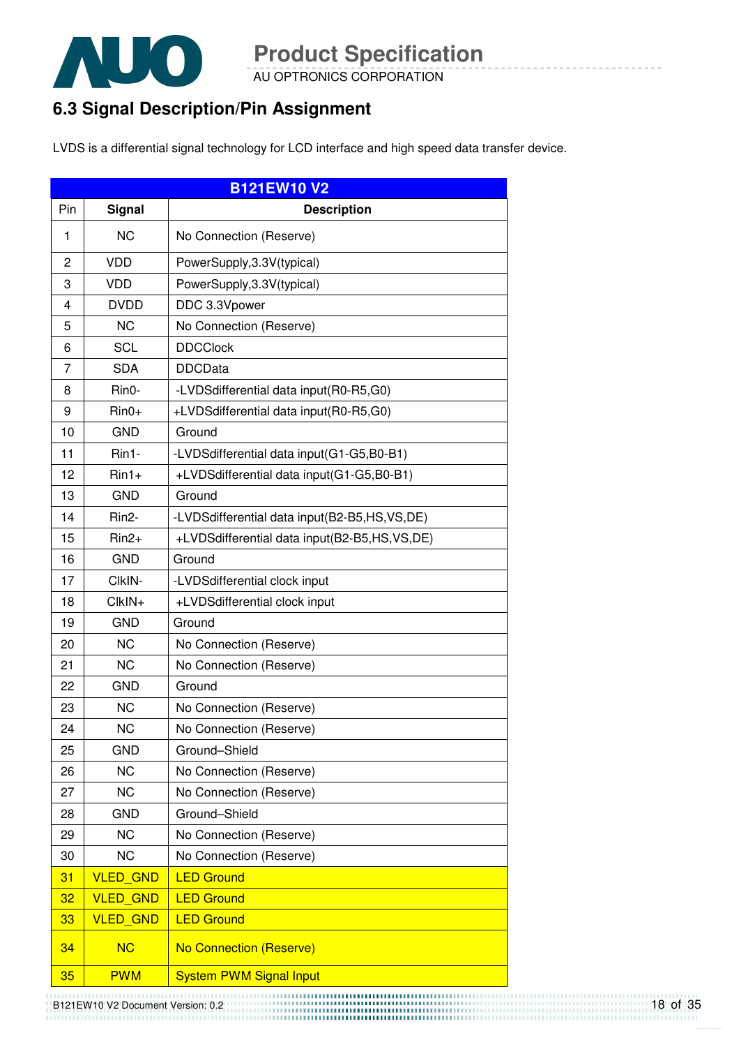## 6.3 Signal Description/Pin Assignment

LVDS is a differential signal technology for LCD interface and high speed data transfer device.

| B121EW10 V2 | | |
|---|---|---|
| Pin | Signal | Description |
| 1 | NC | No Connection (Reserve) |
| 2 | VDD | PowerSupply,3.3V(typical) |
| 3 | VDD | PowerSupply,3.3V(typical) |
| 4 | DVDD | DDC 3.3Vpower |
| 5 | NC | No Connection (Reserve) |
| 6 | SCL | DDCClock |
| 7 | SDA | DDCData |
| 8 | Rin0- | -LVDSdifferential data input(R0-R5,G0) |
| 9 | Rin0+ | +LVDSdifferential data input(R0-R5,G0) |
| 10 | GND | Ground |
| 11 | Rin1- | -LVDSdifferential data input(G1-G5,B0-B1) |
| 12 | Rin1+ | +LVDSdifferential data input(G1-G5,B0-B1) |
| 13 | GND | Ground |
| 14 | Rin2- | -LVDSdifferential data input(B2-B5,HS,VS,DE) |
| 15 | Rin2+ | +LVDSdifferential data input(B2-B5,HS,VS,DE) |
| 16 | GND | Ground |
| 17 | ClkIN- | -LVDSdifferential clock input |
| 18 | ClkIN+ | +LVDSdifferential clock input |
| 19 | GND | Ground |
| 20 | NC | No Connection (Reserve) |
| 21 | NC | No Connection (Reserve) |
| 22 | GND | Ground |
| 23 | NC | No Connection (Reserve) |
| 24 | NC | No Connection (Reserve) |
| 25 | GND | Ground–Shield |
| 26 | NC | No Connection (Reserve) |
| 27 | NC | No Connection (Reserve) |
| 28 | GND | Ground–Shield |
| 29 | NC | No Connection (Reserve) |
| 30 | NC | No Connection (Reserve) |
| 31 | VLED_GND | LED Ground |
| 32 | VLED_GND | LED Ground |
| 33 | VLED_GND | LED Ground |
| 34 | NC | No Connection (Reserve) |
| 35 | PWM | System PWM Signal Input |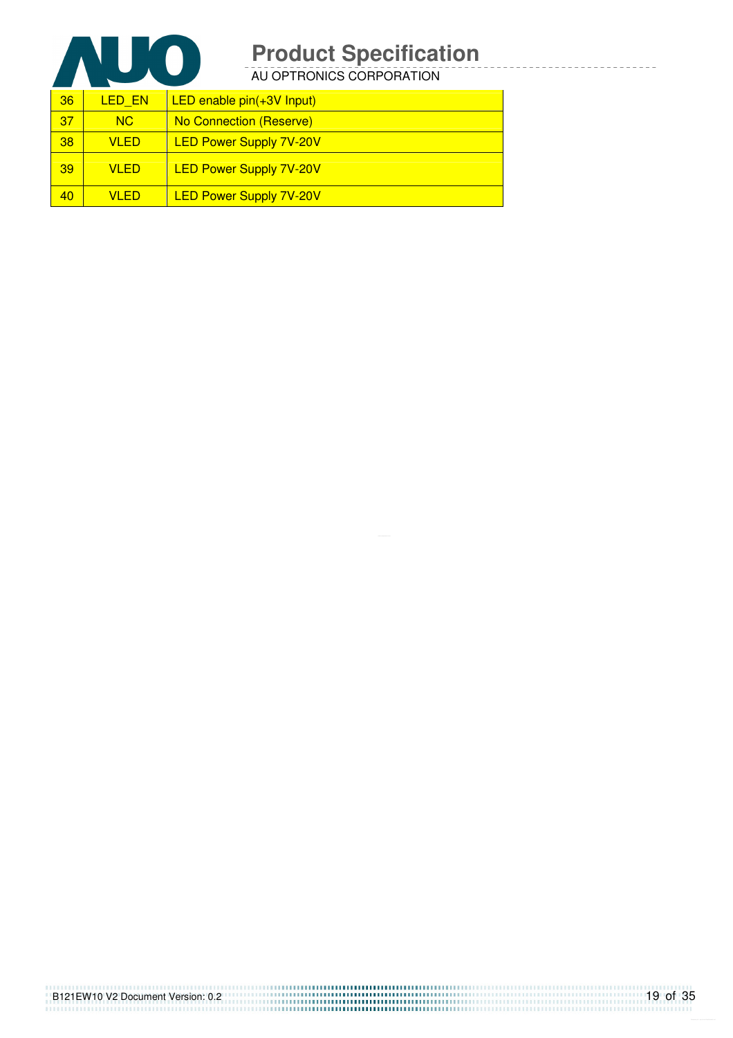| 36 | LED_EN | LED enable pin(+3V Input) |
|---|---|---|
| 37 | NC | No Connection (Reserve) |
| 38 | VLED | LED Power Supply 7V-20V |
| 39 | VLED | LED Power Supply 7V-20V |
| 40 | VLED | LED Power Supply 7V-20V |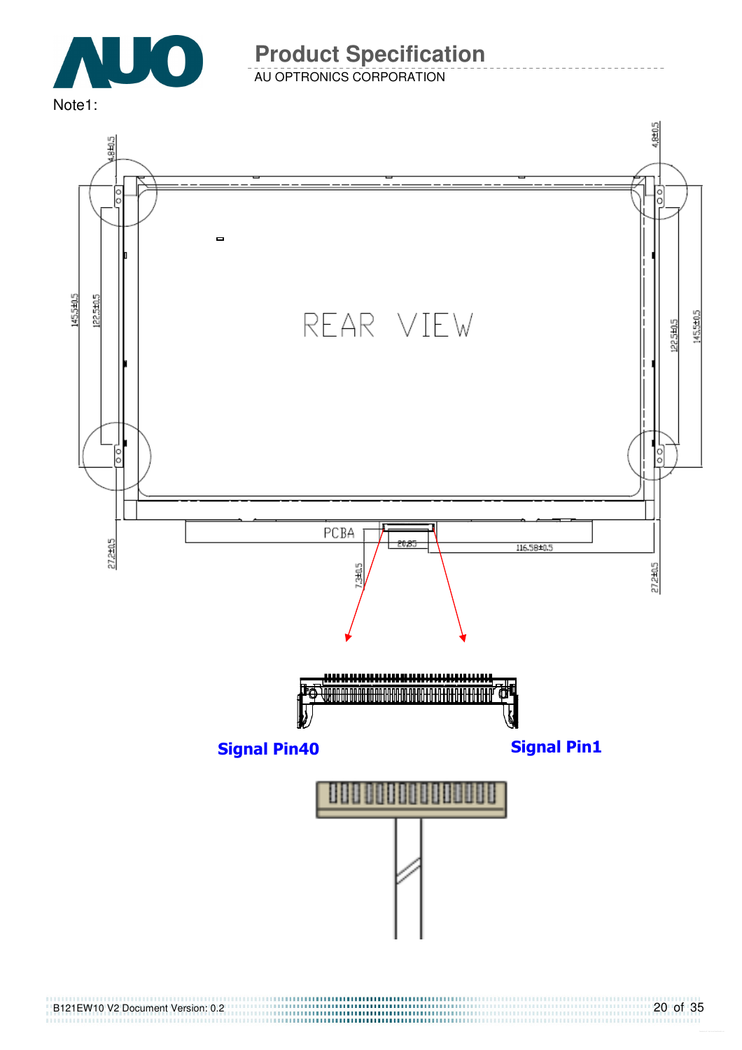Note1:

REAR VIEW

PCBA

Signal Pin40

Signal Pin1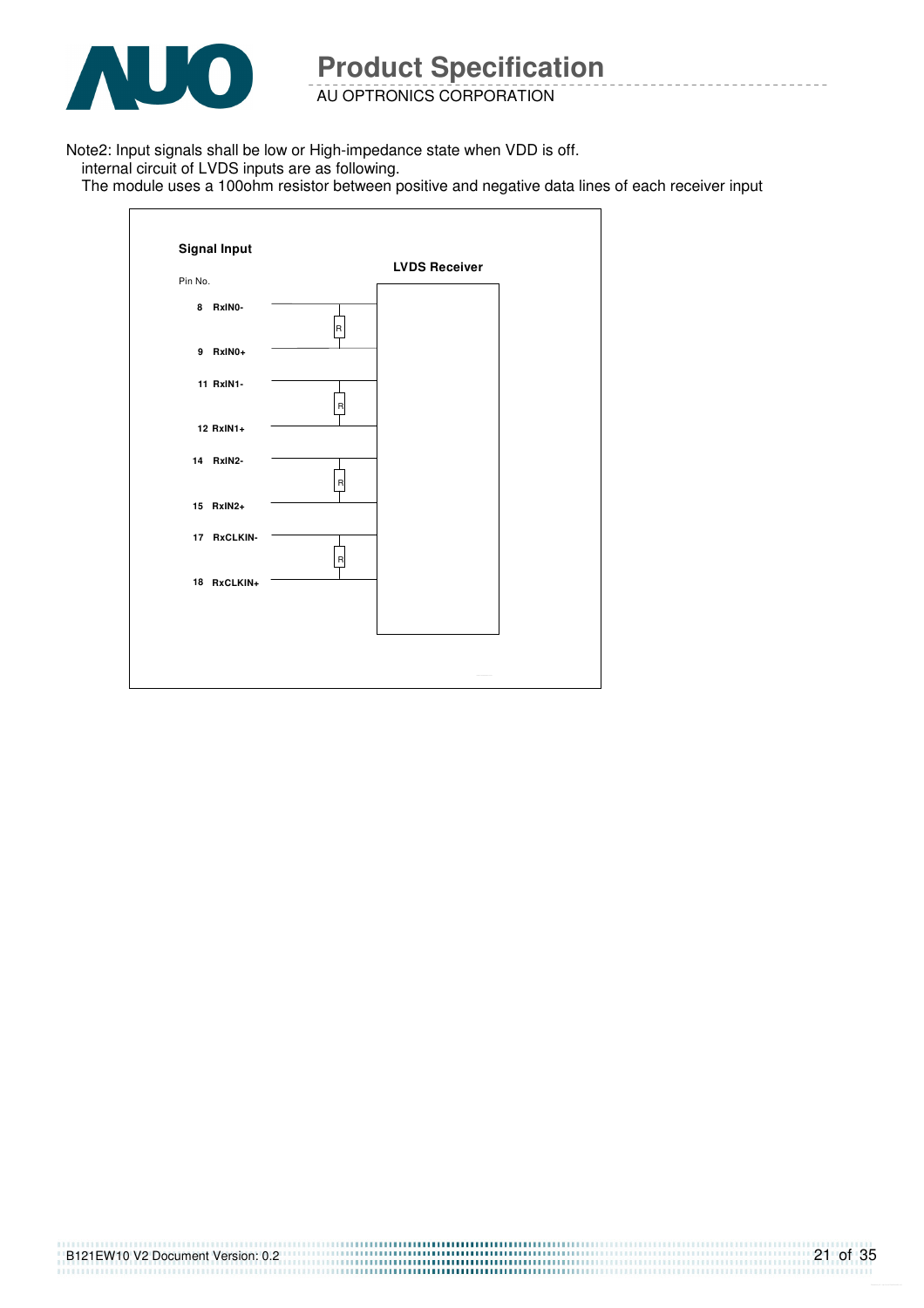Note2: Input signals shall be low or High-impedance state when VDD is off.

internal circuit of LVDS inputs are as following.

The module uses a 100ohm resistor between positive and negative data lines of each receiver input

**Signal Input**

**LVDS Receiver**

| Pin No. | Signal |
|---|---|
| 8 | RxIN0- |
| 9 | RxIN0+ |
| 11 | RxIN1- |
| 12 | RxIN1+ |
| 14 | RxIN2- |
| 15 | RxIN2+ |
| 17 | RxCLKIN- |
| 18 | RxCLKIN+ |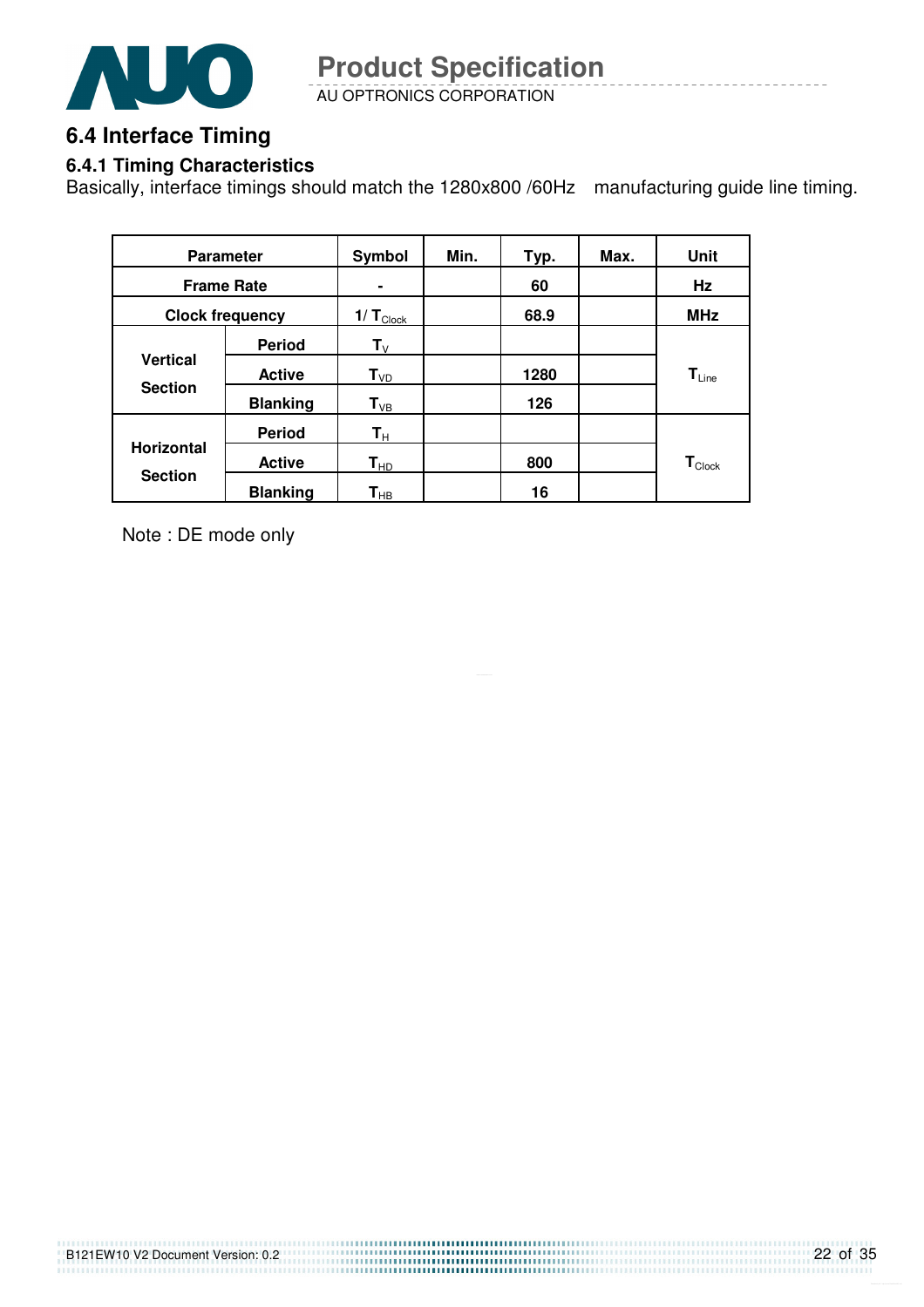## 6.4 Interface Timing

### 6.4.1 Timing Characteristics

Basically, interface timings should match the 1280x800 /60Hz manufacturing guide line timing.

| Parameter | | Symbol | Min. | Typ. | Max. | Unit |
|---|---|---|---|---|---|---|
| Frame Rate | | - | | 60 | | Hz |
| Clock frequency | | $1/T_{Clock}$ | | 68.9 | | MHz |
| Vertical Section | Period | $T_V$ | | | | $T_{Line}$ |
| | Active | $T_{VD}$ | | 1280 | | |
| | Blanking | $T_{VB}$ | | 126 | | |
| Horizontal Section | Period | $T_H$ | | | | $T_{Clock}$ |
| | Active | $T_{HD}$ | | 800 | | |
| | Blanking | $T_{HB}$ | | 16 | | |

Note : DE mode only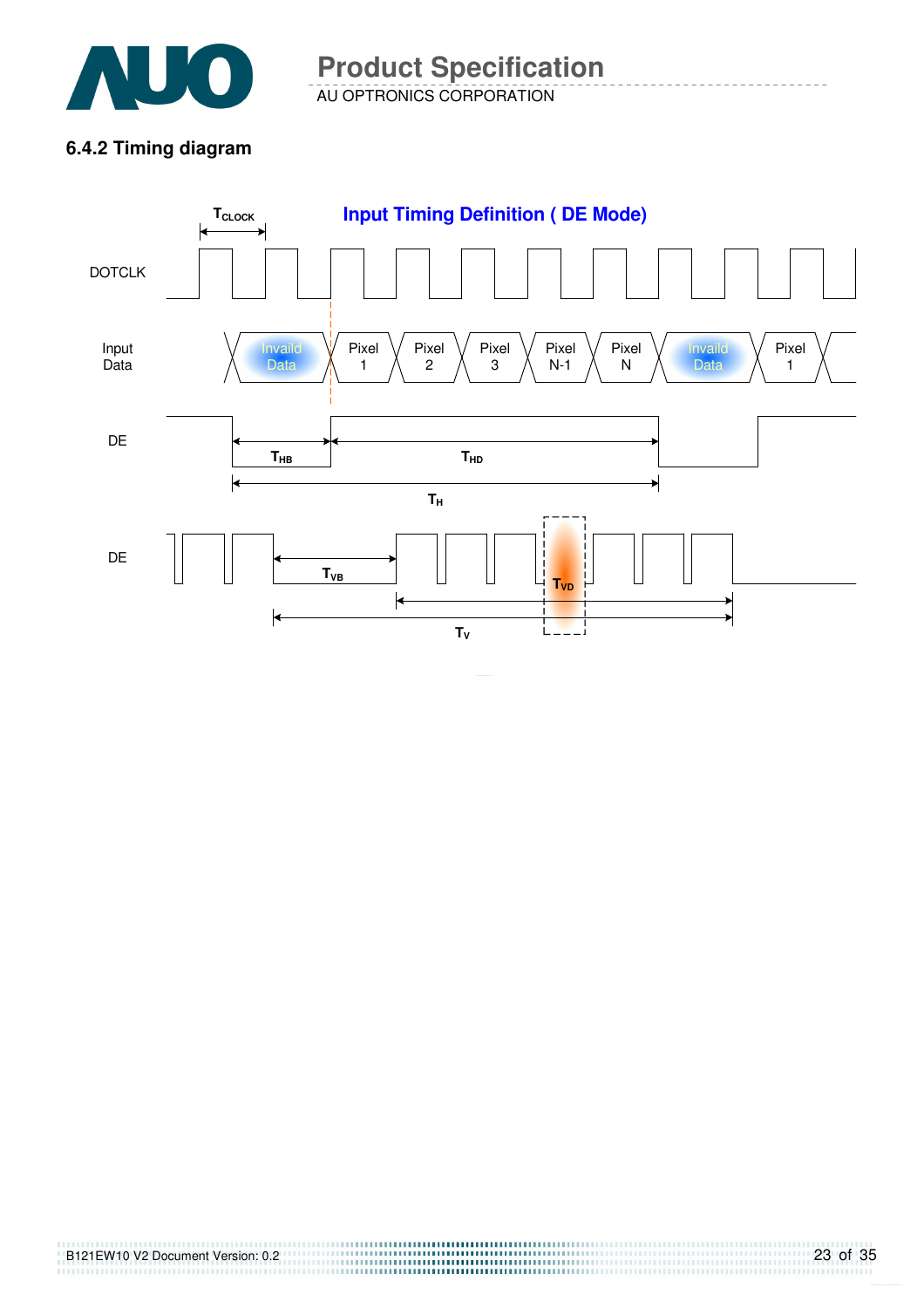### 6.4.2 Timing diagram

**Input Timing Definition ( DE Mode)**

$T_{CLOCK}$

DOTCLK

Input Data: Invaild Data | Pixel 1 | Pixel 2 | Pixel 3 | Pixel N-1 | Pixel N | Invaild Data | Pixel 1

DE: $T_{HB}$, $T_{HD}$, $T_H$

DE: $T_{VB}$, $T_{VD}$, $T_V$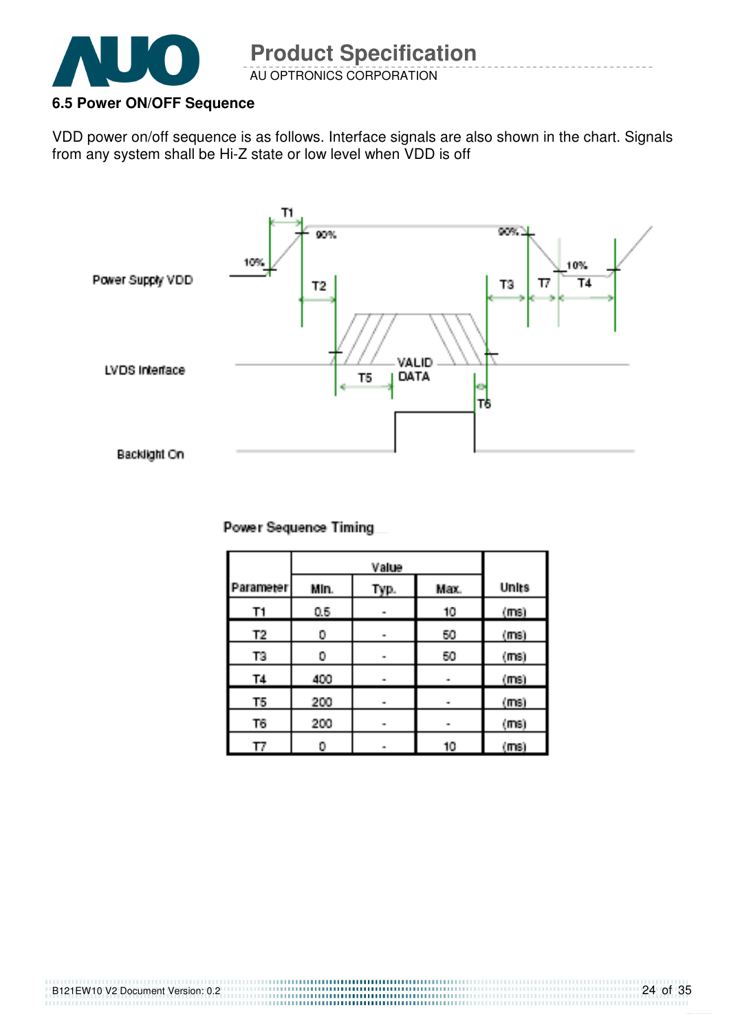### 6.5 Power ON/OFF Sequence

VDD power on/off sequence is as follows. Interface signals are also shown in the chart. Signals from any system shall be Hi-Z state or low level when VDD is off

Power Supply VDD

LVDS Interface

Backlight On

T1 T2 T3 T4 T5 T6 T7 VALID DATA 10% 90%

Power Sequence Timing

| Parameter | Value | | | Units |
|---|---|---|---|---|
| | Min. | Typ. | Max. | |
| T1 | 0.5 | - | 10 | (ms) |
| T2 | 0 | - | 50 | (ms) |
| T3 | 0 | - | 50 | (ms) |
| T4 | 400 | - | - | (ms) |
| T5 | 200 | - | - | (ms) |
| T6 | 200 | - | - | (ms) |
| T7 | 0 | - | 10 | (ms) |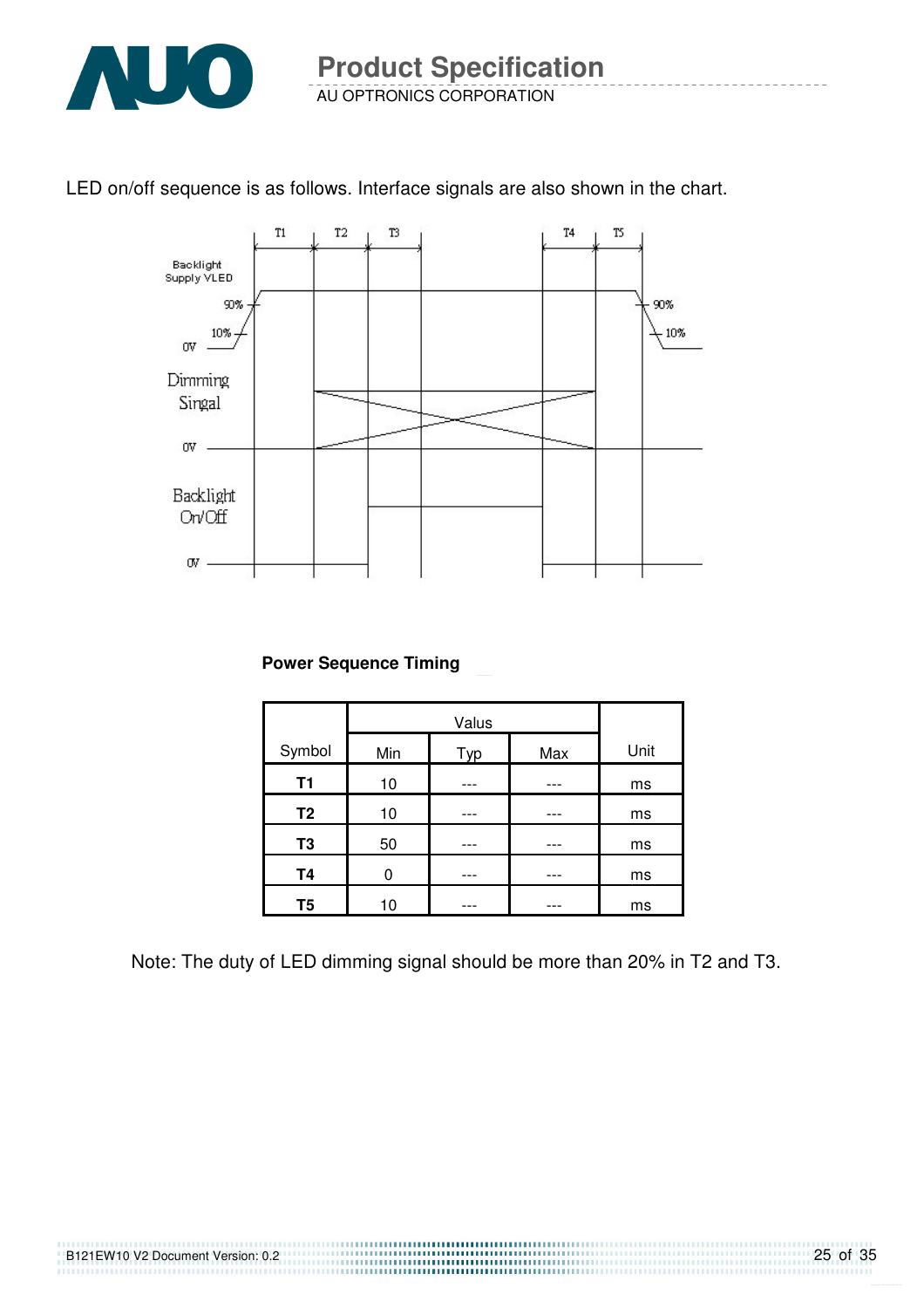LED on/off sequence is as follows. Interface signals are also shown in the chart.

**Power Sequence Timing**

| Symbol | Valus | | | Unit |
|---|---|---|---|---|
| | Min | Typ | Max | |
| **T1** | 10 | --- | --- | ms |
| **T2** | 10 | --- | --- | ms |
| **T3** | 50 | --- | --- | ms |
| **T4** | 0 | --- | --- | ms |
| **T5** | 10 | --- | --- | ms |

Note: The duty of LED dimming signal should be more than 20% in T2 and T3.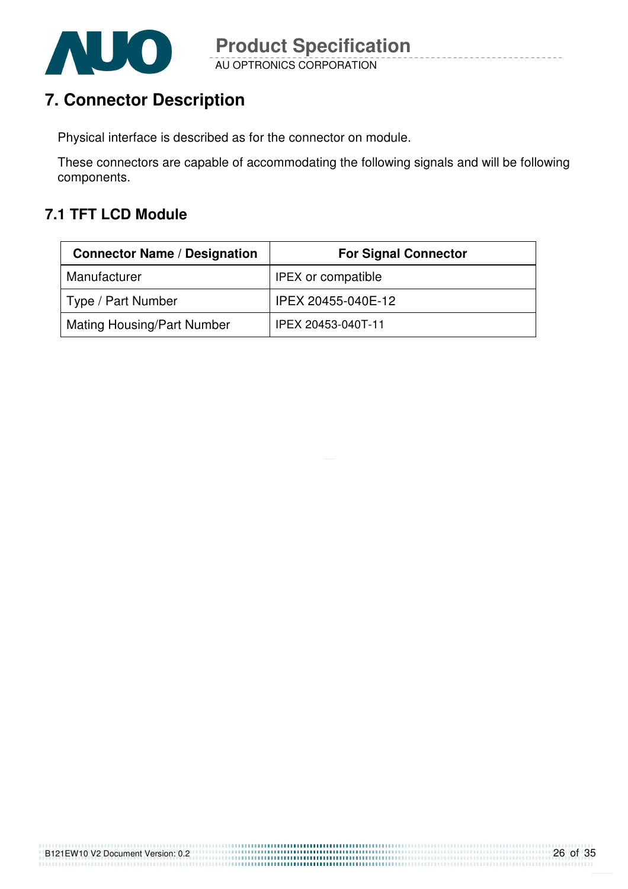# 7. Connector Description

Physical interface is described as for the connector on module.

These connectors are capable of accommodating the following signals and will be following components.

## 7.1 TFT LCD Module

| Connector Name / Designation | For Signal Connector |
|---|---|
| Manufacturer | IPEX or compatible |
| Type / Part Number | IPEX 20455-040E-12 |
| Mating Housing/Part Number | IPEX 20453-040T-11 |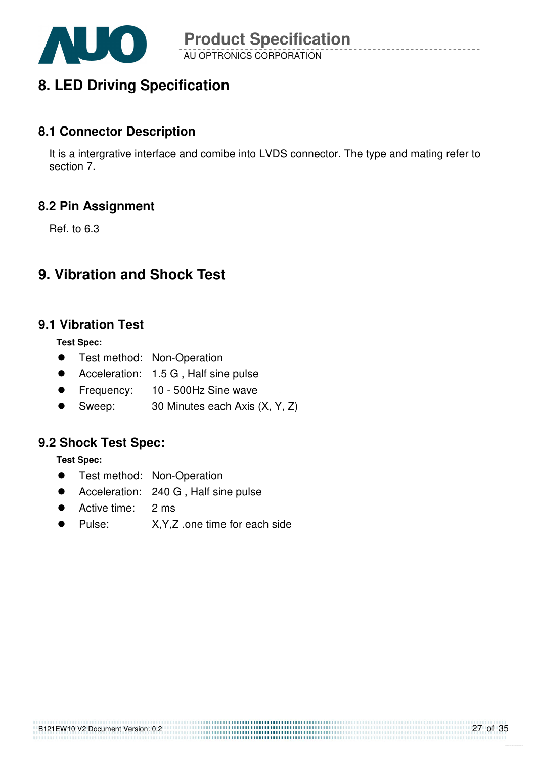# 8. LED Driving Specification

## 8.1 Connector Description

It is a intergrative interface and comibe into LVDS connector. The type and mating refer to section 7.

## 8.2 Pin Assignment

Ref. to 6.3

# 9. Vibration and Shock Test

## 9.1 Vibration Test

**Test Spec:**

- Test method: Non-Operation
- Acceleration: 1.5 G , Half sine pulse
- Frequency: 10 - 500Hz Sine wave
- Sweep: 30 Minutes each Axis (X, Y, Z)

## 9.2 Shock Test Spec:

**Test Spec:**

- Test method: Non-Operation
- Acceleration: 240 G , Half sine pulse
- Active time: 2 ms
- Pulse: X,Y,Z .one time for each side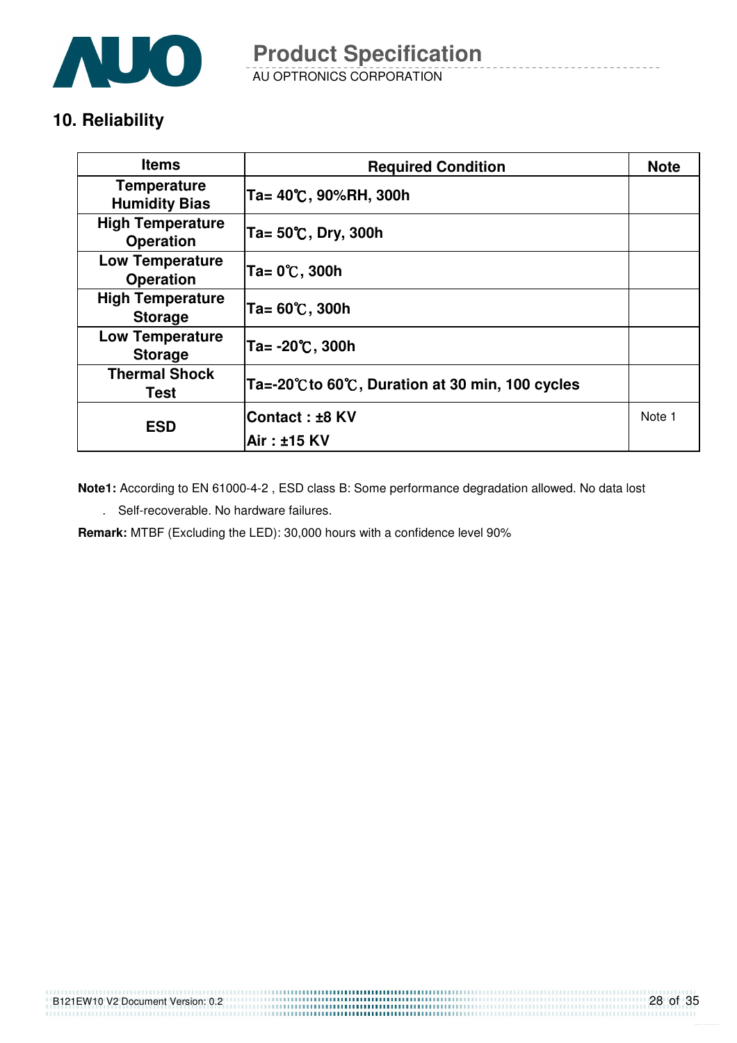## 10. Reliability

| Items | Required Condition | Note |
|---|---|---|
| Temperature Humidity Bias | Ta= 40℃, 90%RH, 300h | |
| High Temperature Operation | Ta= 50℃, Dry, 300h | |
| Low Temperature Operation | Ta= 0℃, 300h | |
| High Temperature Storage | Ta= 60℃, 300h | |
| Low Temperature Storage | Ta= -20℃, 300h | |
| Thermal Shock Test | Ta=-20℃to 60℃, Duration at 30 min, 100 cycles | |
| ESD | Contact : ±8 KV<br>Air : ±15 KV | Note 1 |

**Note1:** According to EN 61000-4-2 , ESD class B: Some performance degradation allowed. No data lost

. Self-recoverable. No hardware failures.

**Remark:** MTBF (Excluding the LED): 30,000 hours with a confidence level 90%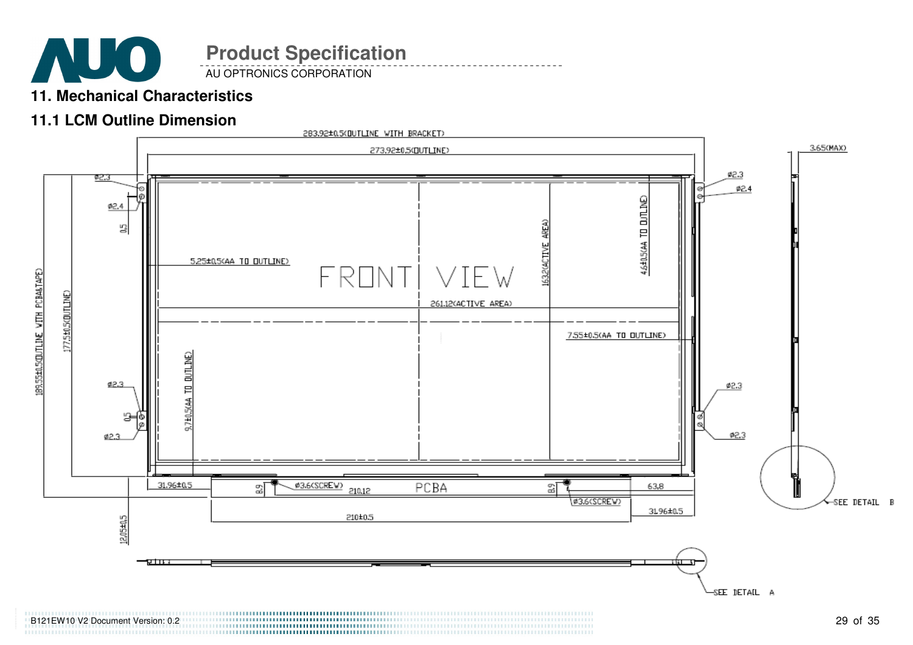## 11. Mechanical Characteristics

### 11.1 LCM Outline Dimension

283.92±0.5(OUTLINE WITH BRACKET)

273.92±0.5(OUTLINE)

3.65(MAX)

Ø2.3 Ø2.4 Ø2.3 Ø2.4 0.5

5.25±0.5(AA TO OUTLINE)

FRONT VIEW

163.2(ACTIVE AREA)

4.6±0.5(AA TO OUTLINE)

261.12(ACTIVE AREA)

7.55±0.5(AA TO OUTLINE)

189.55±0.5(OUTLINE WITH PCBA&TAPE)

177.5±0.5(OUTLINE)

9.7±0.5(AA TO OUTLINE)

Ø2.3 0.5 Ø2.3 Ø2.3 Ø2.3

31.96±0.5 8.9 Ø3.6(SCREW) 210.12 PCBA 8.9 Ø3.6(SCREW) 63.8

31.96±0.5

210±0.5

12.05±0.5

SEE DETAIL B

SEE DETAIL A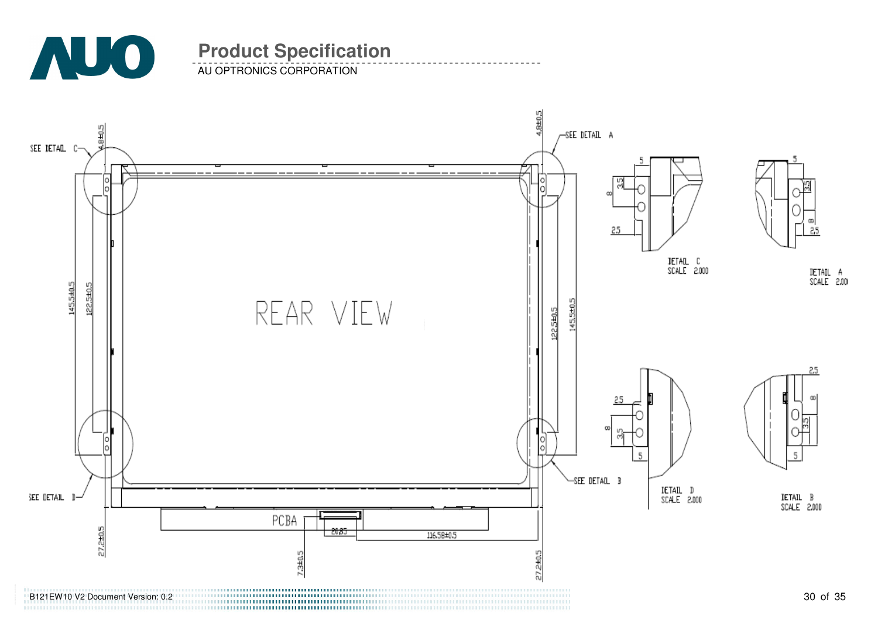REAR VIEW

SEE DETAIL A

SEE DETAIL B

SEE DETAIL C

SEE DETAIL D

PCBA

4.8±0.5

145.5±0.5

122.5±0.5

27.2±0.5

7.3±0.5

20.85

116.58±0.5

DETAIL A SCALE 2.000

DETAIL B SCALE 2.000

DETAIL C SCALE 2.000

DETAIL D SCALE 2.000

5

3.5

8

2.5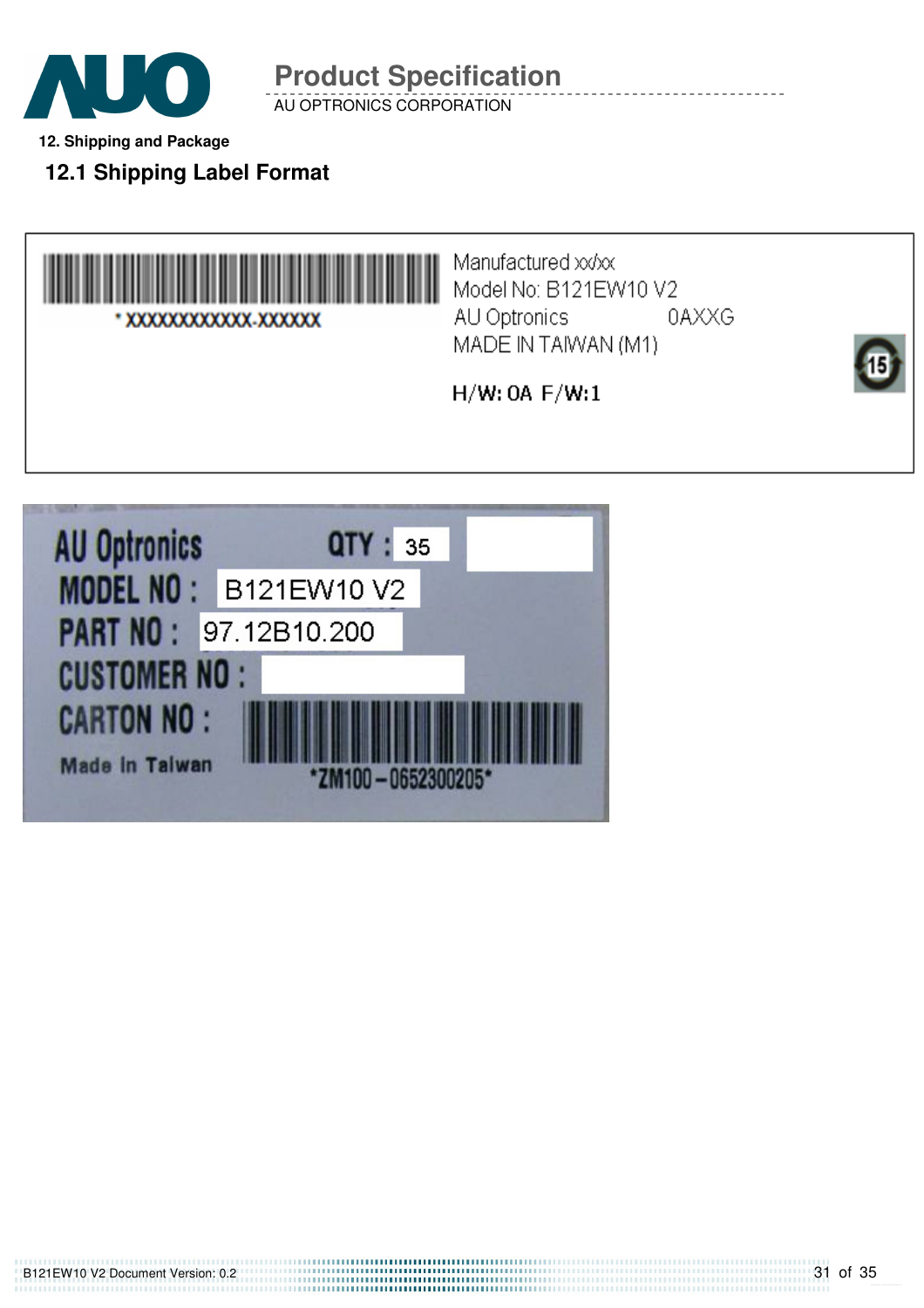## 12. Shipping and Package

### 12.1 Shipping Label Format

* XXXXXXXXXXXX-XXXXXX

Manufactured xx/xx
Model No: B121EW10 V2
AU Optronics 0AXXG
MADE IN TAIWAN (M1)

H/W: 0A F/W:1

AU Optronics QTY : 35
MODEL NO : B121EW10 V2
PART NO : 97.12B10.200
CUSTOMER NO :
CARTON NO :
Made in Taiwan
*ZM100－0652300205*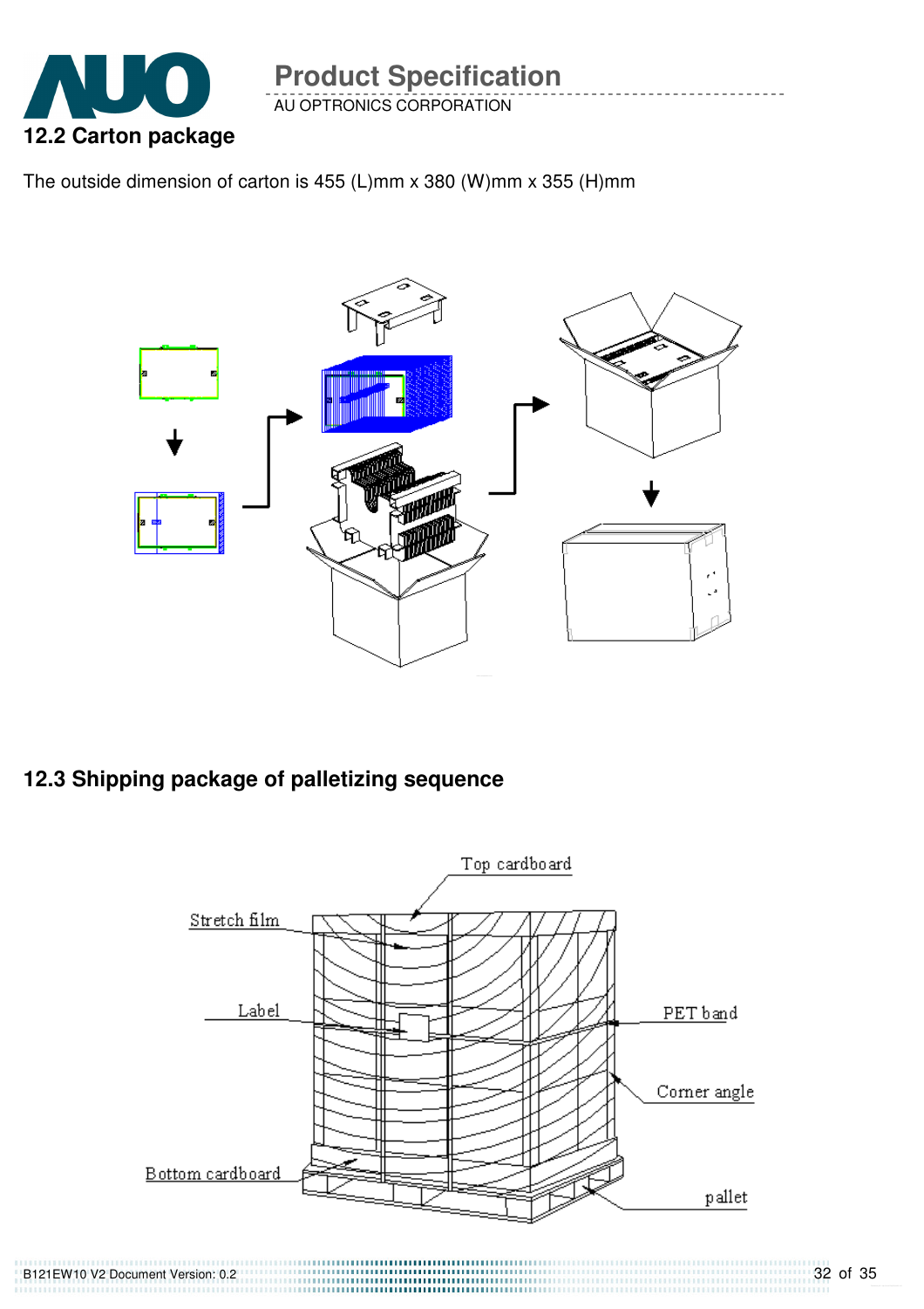## 12.2 Carton package

The outside dimension of carton is 455 (L)mm x 380 (W)mm x 355 (H)mm

## 12.3 Shipping package of palletizing sequence

Top cardboard

Stretch film

Label

PET band

Corner angle

Bottom cardboard

pallet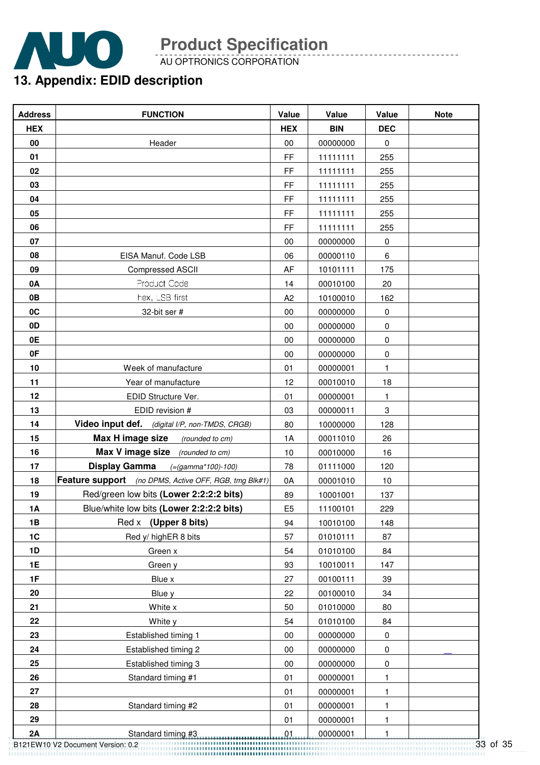# 13. Appendix: EDID description

| Address | FUNCTION | Value | Value | Value | Note |
|---|---|---|---|---|---|
| HEX | | HEX | BIN | DEC | |
| 00 | Header | 00 | 00000000 | 0 | |
| 01 | | FF | 11111111 | 255 | |
| 02 | | FF | 11111111 | 255 | |
| 03 | | FF | 11111111 | 255 | |
| 04 | | FF | 11111111 | 255 | |
| 05 | | FF | 11111111 | 255 | |
| 06 | | FF | 11111111 | 255 | |
| 07 | | 00 | 00000000 | 0 | |
| 08 | EISA Manuf. Code LSB | 06 | 00000110 | 6 | |
| 09 | Compressed ASCII | AF | 10101111 | 175 | |
| 0A | Product Code | 14 | 00010100 | 20 | |
| 0B | hex, LSB first | A2 | 10100010 | 162 | |
| 0C | 32-bit ser # | 00 | 00000000 | 0 | |
| 0D | | 00 | 00000000 | 0 | |
| 0E | | 00 | 00000000 | 0 | |
| 0F | | 00 | 00000000 | 0 | |
| 10 | Week of manufacture | 01 | 00000001 | 1 | |
| 11 | Year of manufacture | 12 | 00010010 | 18 | |
| 12 | EDID Structure Ver. | 01 | 00000001 | 1 | |
| 13 | EDID revision # | 03 | 00000011 | 3 | |
| 14 | **Video input def.** *(digital I/P, non-TMDS, CRGB)* | 80 | 10000000 | 128 | |
| 15 | **Max H image size** *(rounded to cm)* | 1A | 00011010 | 26 | |
| 16 | **Max V image size** *(rounded to cm)* | 10 | 00010000 | 16 | |
| 17 | **Display Gamma** *(=(gamma*100)-100)* | 78 | 01111000 | 120 | |
| 18 | **Feature support** *(no DPMS, Active OFF, RGB, tmg Blk#1)* | 0A | 00001010 | 10 | |
| 19 | Red/green low bits **(Lower 2:2:2:2 bits)** | 89 | 10001001 | 137 | |
| 1A | Blue/white low bits **(Lower 2:2:2:2 bits)** | E5 | 11100101 | 229 | |
| 1B | Red x **(Upper 8 bits)** | 94 | 10010100 | 148 | |
| 1C | Red y/ highER 8 bits | 57 | 01010111 | 87 | |
| 1D | Green x | 54 | 01010100 | 84 | |
| 1E | Green y | 93 | 10010011 | 147 | |
| 1F | Blue x | 27 | 00100111 | 39 | |
| 20 | Blue y | 22 | 00100010 | 34 | |
| 21 | White x | 50 | 01010000 | 80 | |
| 22 | White y | 54 | 01010100 | 84 | |
| 23 | Established timing 1 | 00 | 00000000 | 0 | |
| 24 | Established timing 2 | 00 | 00000000 | 0 | |
| 25 | Established timing 3 | 00 | 00000000 | 0 | |
| 26 | Standard timing #1 | 01 | 00000001 | 1 | |
| 27 | | 01 | 00000001 | 1 | |
| 28 | Standard timing #2 | 01 | 00000001 | 1 | |
| 29 | | 01 | 00000001 | 1 | |
| 2A | Standard timing #3 | 01 | 00000001 | 1 | |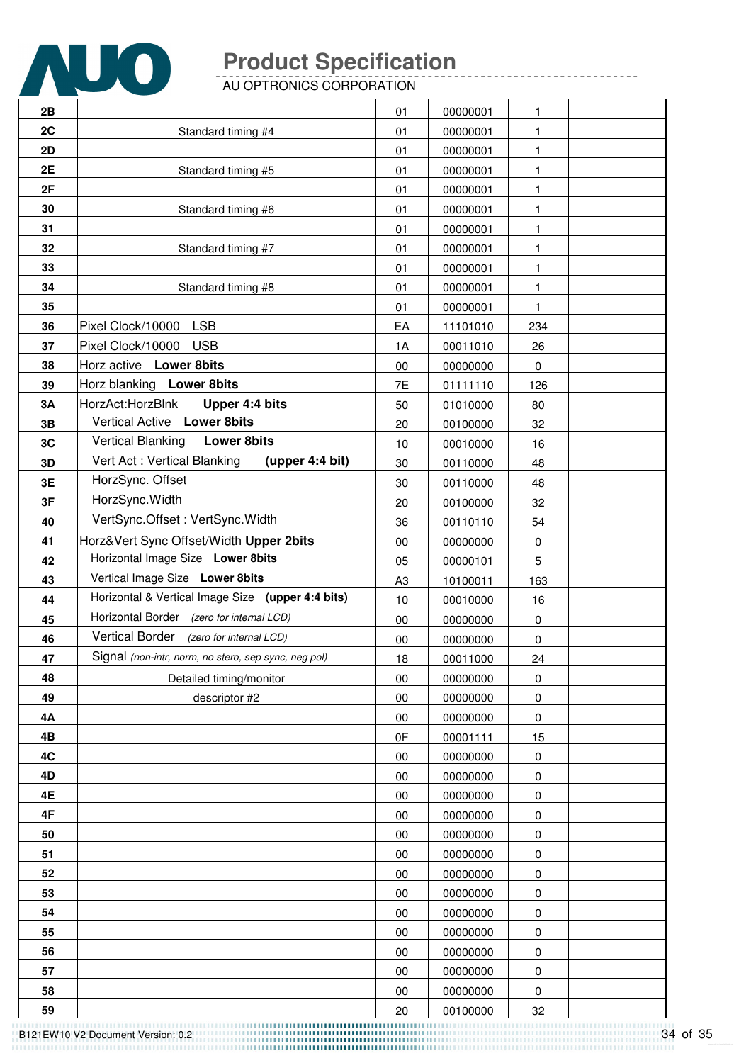| | | | | | |
|---|---|---|---|---|---|
| 2B | | 01 | 00000001 | 1 | |
| 2C | Standard timing #4 | 01 | 00000001 | 1 | |
| 2D | | 01 | 00000001 | 1 | |
| 2E | Standard timing #5 | 01 | 00000001 | 1 | |
| 2F | | 01 | 00000001 | 1 | |
| 30 | Standard timing #6 | 01 | 00000001 | 1 | |
| 31 | | 01 | 00000001 | 1 | |
| 32 | Standard timing #7 | 01 | 00000001 | 1 | |
| 33 | | 01 | 00000001 | 1 | |
| 34 | Standard timing #8 | 01 | 00000001 | 1 | |
| 35 | | 01 | 00000001 | 1 | |
| 36 | Pixel Clock/10000 LSB | EA | 11101010 | 234 | |
| 37 | Pixel Clock/10000 USB | 1A | 00011010 | 26 | |
| 38 | Horz active **Lower 8bits** | 00 | 00000000 | 0 | |
| 39 | Horz blanking **Lower 8bits** | 7E | 01111110 | 126 | |
| 3A | HorzAct:HorzBlnk **Upper 4:4 bits** | 50 | 01010000 | 80 | |
| 3B | Vertical Active **Lower 8bits** | 20 | 00100000 | 32 | |
| 3C | Vertical Blanking **Lower 8bits** | 10 | 00010000 | 16 | |
| 3D | Vert Act : Vertical Blanking **(upper 4:4 bit)** | 30 | 00110000 | 48 | |
| 3E | HorzSync. Offset | 30 | 00110000 | 48 | |
| 3F | HorzSync.Width | 20 | 00100000 | 32 | |
| 40 | VertSync.Offset : VertSync.Width | 36 | 00110110 | 54 | |
| 41 | Horz&Vert Sync Offset/Width **Upper 2bits** | 00 | 00000000 | 0 | |
| 42 | Horizontal Image Size **Lower 8bits** | 05 | 00000101 | 5 | |
| 43 | Vertical Image Size **Lower 8bits** | A3 | 10100011 | 163 | |
| 44 | Horizontal & Vertical Image Size **(upper 4:4 bits)** | 10 | 00010000 | 16 | |
| 45 | Horizontal Border *(zero for internal LCD)* | 00 | 00000000 | 0 | |
| 46 | Vertical Border *(zero for internal LCD)* | 00 | 00000000 | 0 | |
| 47 | Signal *(non-intr, norm, no stero, sep sync, neg pol)* | 18 | 00011000 | 24 | |
| 48 | Detailed timing/monitor | 00 | 00000000 | 0 | |
| 49 | descriptor #2 | 00 | 00000000 | 0 | |
| 4A | | 00 | 00000000 | 0 | |
| 4B | | 0F | 00001111 | 15 | |
| 4C | | 00 | 00000000 | 0 | |
| 4D | | 00 | 00000000 | 0 | |
| 4E | | 00 | 00000000 | 0 | |
| 4F | | 00 | 00000000 | 0 | |
| 50 | | 00 | 00000000 | 0 | |
| 51 | | 00 | 00000000 | 0 | |
| 52 | | 00 | 00000000 | 0 | |
| 53 | | 00 | 00000000 | 0 | |
| 54 | | 00 | 00000000 | 0 | |
| 55 | | 00 | 00000000 | 0 | |
| 56 | | 00 | 00000000 | 0 | |
| 57 | | 00 | 00000000 | 0 | |
| 58 | | 00 | 00000000 | 0 | |
| 59 | | 20 | 00100000 | 32 | |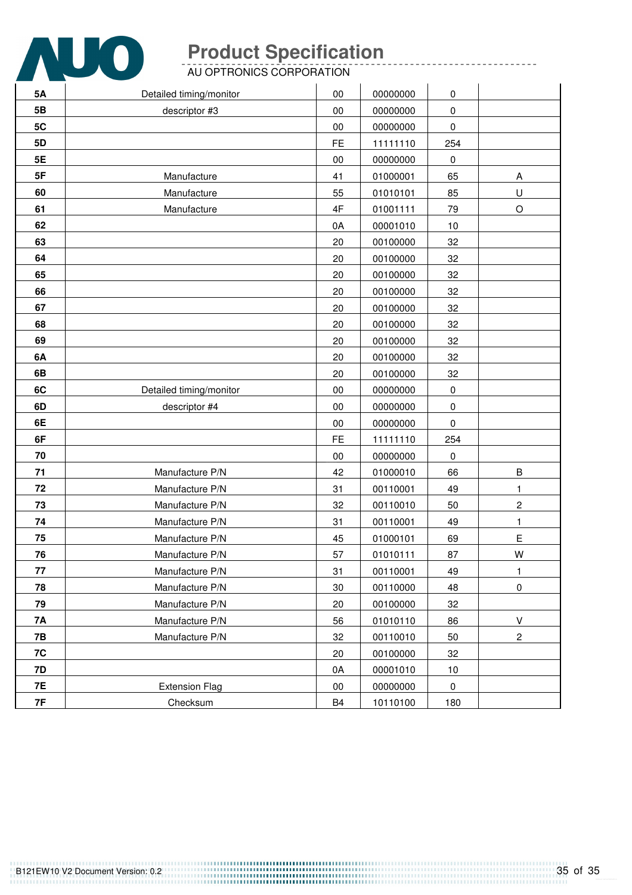| | | | | | |
|---|---|---|---|---|---|
| 5A | Detailed timing/monitor | 00 | 00000000 | 0 | |
| 5B | descriptor #3 | 00 | 00000000 | 0 | |
| 5C | | 00 | 00000000 | 0 | |
| 5D | | FE | 11111110 | 254 | |
| 5E | | 00 | 00000000 | 0 | |
| 5F | Manufacture | 41 | 01000001 | 65 | A |
| 60 | Manufacture | 55 | 01010101 | 85 | U |
| 61 | Manufacture | 4F | 01001111 | 79 | O |
| 62 | | 0A | 00001010 | 10 | |
| 63 | | 20 | 00100000 | 32 | |
| 64 | | 20 | 00100000 | 32 | |
| 65 | | 20 | 00100000 | 32 | |
| 66 | | 20 | 00100000 | 32 | |
| 67 | | 20 | 00100000 | 32 | |
| 68 | | 20 | 00100000 | 32 | |
| 69 | | 20 | 00100000 | 32 | |
| 6A | | 20 | 00100000 | 32 | |
| 6B | | 20 | 00100000 | 32 | |
| 6C | Detailed timing/monitor | 00 | 00000000 | 0 | |
| 6D | descriptor #4 | 00 | 00000000 | 0 | |
| 6E | | 00 | 00000000 | 0 | |
| 6F | | FE | 11111110 | 254 | |
| 70 | | 00 | 00000000 | 0 | |
| 71 | Manufacture P/N | 42 | 01000010 | 66 | B |
| 72 | Manufacture P/N | 31 | 00110001 | 49 | 1 |
| 73 | Manufacture P/N | 32 | 00110010 | 50 | 2 |
| 74 | Manufacture P/N | 31 | 00110001 | 49 | 1 |
| 75 | Manufacture P/N | 45 | 01000101 | 69 | E |
| 76 | Manufacture P/N | 57 | 01010111 | 87 | W |
| 77 | Manufacture P/N | 31 | 00110001 | 49 | 1 |
| 78 | Manufacture P/N | 30 | 00110000 | 48 | 0 |
| 79 | Manufacture P/N | 20 | 00100000 | 32 | |
| 7A | Manufacture P/N | 56 | 01010110 | 86 | V |
| 7B | Manufacture P/N | 32 | 00110010 | 50 | 2 |
| 7C | | 20 | 00100000 | 32 | |
| 7D | | 0A | 00001010 | 10 | |
| 7E | Extension Flag | 00 | 00000000 | 0 | |
| 7F | Checksum | B4 | 10110100 | 180 | |